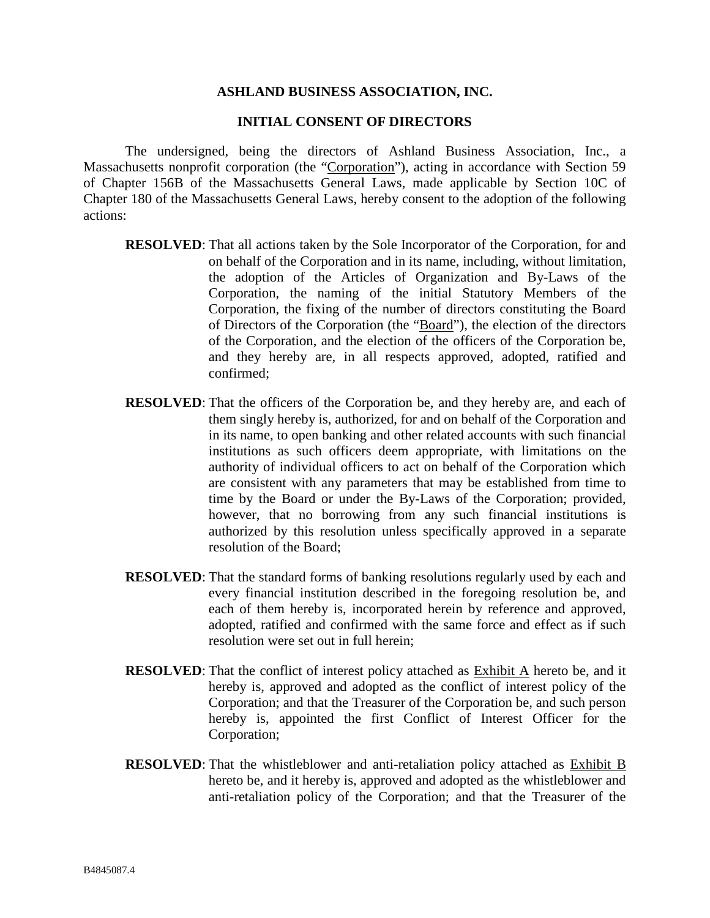# ASHLAND BUSINESS ASSOCIATION, INC.

## INITIAL CONSENT OF DIRECTORS

The undersigned, being the directors of Ashland Business Association, Inc., a Massachusetts nonprofit corporation (the "Corporation"), acting in accordance with Section 59 of Chapter 156B of the Massachusetts General Laws, made applicable by Section 10C of Chapter 180 of the Massachusetts General Laws, hereby consent to the adoption of the following actions:

**RESOLVED**: That all actions taken by the Sole Incorporator of the Corporation, for and on behalf of the Corporation and in its name, including, without limitation, the adoption of the Articles of Organization and By-Laws of the Corporation, the naming of the initial Statutory Members of the Corporation, the fixing of the number of directors constituting the Board of Directors of the Corporation (the "Board"), the election of the directors of the Corporation, and the election of the officers of the Corporation be, and they hereby are, in all respects approved, adopted, ratified and confirmed;

**RESOLVED**: That the officers of the Corporation be, and they hereby are, and each of them singly hereby is, authorized, for and on behalf of the Corporation and in its name, to open banking and other related accounts with such financial institutions as such officers deem appropriate, with limitations on the authority of individual officers to act on behalf of the Corporation which are consistent with any parameters that may be established from time to time by the Board or under the By-Laws of the Corporation; provided, however, that no borrowing from any such financial institutions is authorized by this resolution unless specifically approved in a separate resolution of the Board;

**RESOLVED**: That the standard forms of banking resolutions regularly used by each and every financial institution described in the foregoing resolution be, and each of them hereby is, incorporated herein by reference and approved, adopted, ratified and confirmed with the same force and effect as if such resolution were set out in full herein;

**RESOLVED**: That the conflict of interest policy attached as Exhibit A hereto be, and it hereby is, approved and adopted as the conflict of interest policy of the Corporation; and that the Treasurer of the Corporation be, and such person hereby is, appointed the first Conflict of Interest Officer for the Corporation;

**RESOLVED**: That the whistleblower and anti-retaliation policy attached as Exhibit B hereto be, and it hereby is, approved and adopted as the whistleblower and anti-retaliation policy of the Corporation; and that the Treasurer of the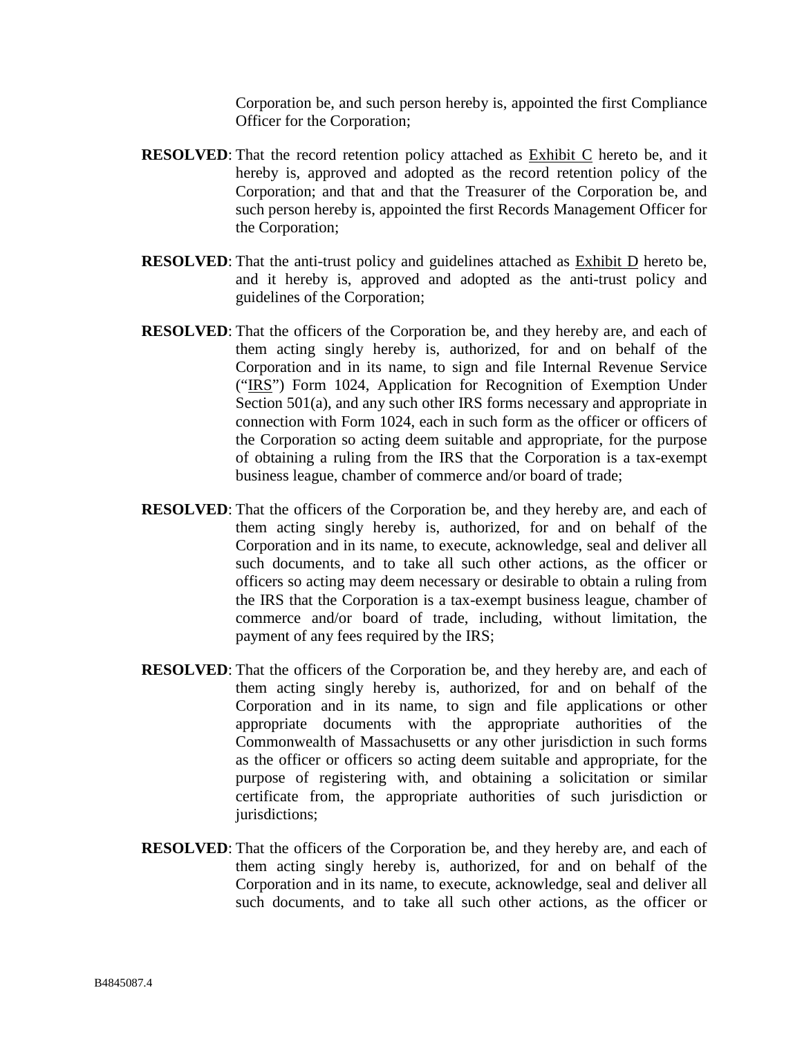Corporation be, and such person hereby is, appointed the first Compliance Officer for the Corporation;

**RESOLVED**: That the record retention policy attached as Exhibit C hereto be, and it hereby is, approved and adopted as the record retention policy of the Corporation; and that and that the Treasurer of the Corporation be, and such person hereby is, appointed the first Records Management Officer for the Corporation;

**RESOLVED**: That the anti-trust policy and guidelines attached as Exhibit D hereto be, and it hereby is, approved and adopted as the anti-trust policy and guidelines of the Corporation;

**RESOLVED**: That the officers of the Corporation be, and they hereby are, and each of them acting singly hereby is, authorized, for and on behalf of the Corporation and in its name, to sign and file Internal Revenue Service ("IRS") Form 1024, Application for Recognition of Exemption Under Section 501(a), and any such other IRS forms necessary and appropriate in connection with Form 1024, each in such form as the officer or officers of the Corporation so acting deem suitable and appropriate, for the purpose of obtaining a ruling from the IRS that the Corporation is a tax-exempt business league, chamber of commerce and/or board of trade;

**RESOLVED**: That the officers of the Corporation be, and they hereby are, and each of them acting singly hereby is, authorized, for and on behalf of the Corporation and in its name, to execute, acknowledge, seal and deliver all such documents, and to take all such other actions, as the officer or officers so acting may deem necessary or desirable to obtain a ruling from the IRS that the Corporation is a tax-exempt business league, chamber of commerce and/or board of trade, including, without limitation, the payment of any fees required by the IRS;

**RESOLVED**: That the officers of the Corporation be, and they hereby are, and each of them acting singly hereby is, authorized, for and on behalf of the Corporation and in its name, to sign and file applications or other appropriate documents with the appropriate authorities of the Commonwealth of Massachusetts or any other jurisdiction in such forms as the officer or officers so acting deem suitable and appropriate, for the purpose of registering with, and obtaining a solicitation or similar certificate from, the appropriate authorities of such jurisdiction or jurisdictions;

**RESOLVED**: That the officers of the Corporation be, and they hereby are, and each of them acting singly hereby is, authorized, for and on behalf of the Corporation and in its name, to execute, acknowledge, seal and deliver all such documents, and to take all such other actions, as the officer or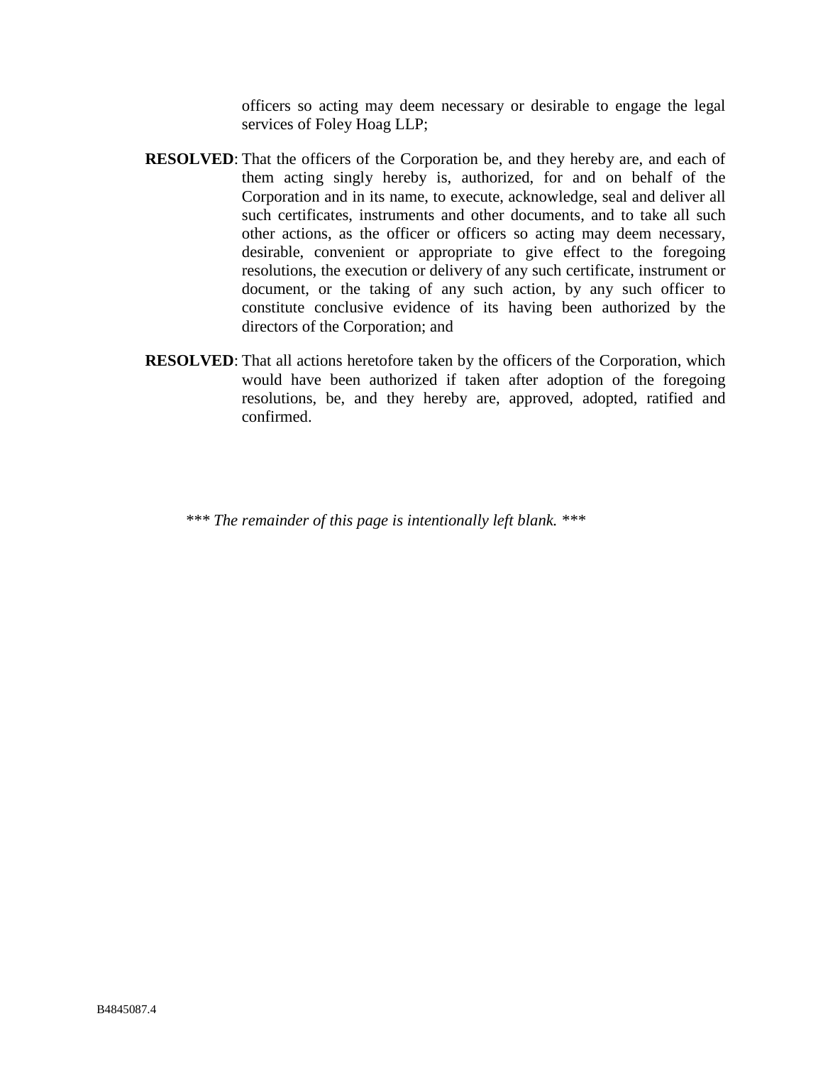officers so acting may deem necessary or desirable to engage the legal services of Foley Hoag LLP;

**RESOLVED**: That the officers of the Corporation be, and they hereby are, and each of them acting singly hereby is, authorized, for and on behalf of the Corporation and in its name, to execute, acknowledge, seal and deliver all such certificates, instruments and other documents, and to take all such other actions, as the officer or officers so acting may deem necessary, desirable, convenient or appropriate to give effect to the foregoing resolutions, the execution or delivery of any such certificate, instrument or document, or the taking of any such action, by any such officer to constitute conclusive evidence of its having been authorized by the directors of the Corporation; and

**RESOLVED**: That all actions heretofore taken by the officers of the Corporation, which would have been authorized if taken after adoption of the foregoing resolutions, be, and they hereby are, approved, adopted, ratified and confirmed.

*\*\*\* The remainder of this page is intentionally left blank. \*\*\**

B4845087.4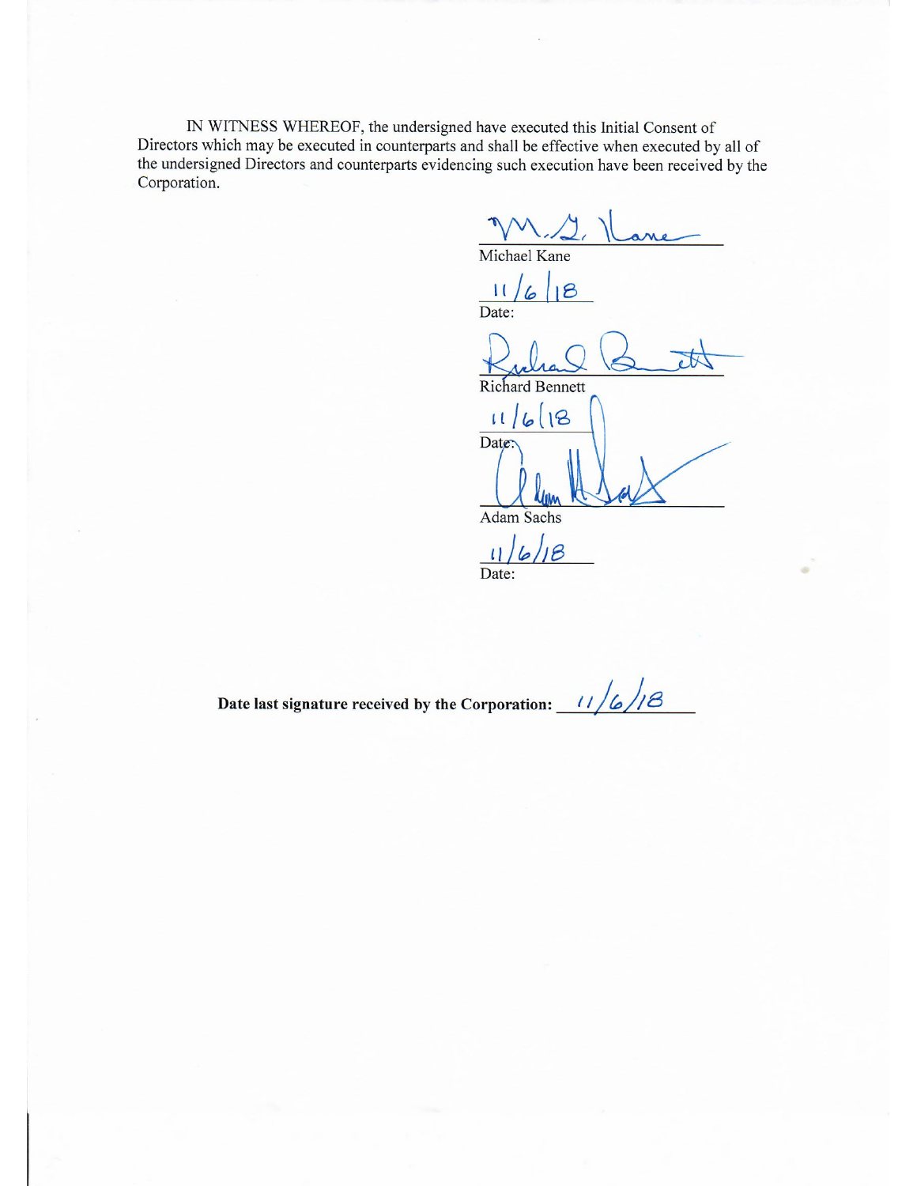IN WITNESS WHEREOF, the undersigned have executed this Initial Consent of Directors which may be executed in counterparts and shall be effective when executed by all of the undersigned Directors and counterparts evidencing such execution have been received by the Corporation.

M. G. Kane
Michael Kane

11/6/18
Date:

Richard Bennett
Richard Bennett

11/6/18
Date:

Adam Sachs
Adam Sachs

11/6/18
Date:

**Date last signature received by the Corporation:** 11/6/18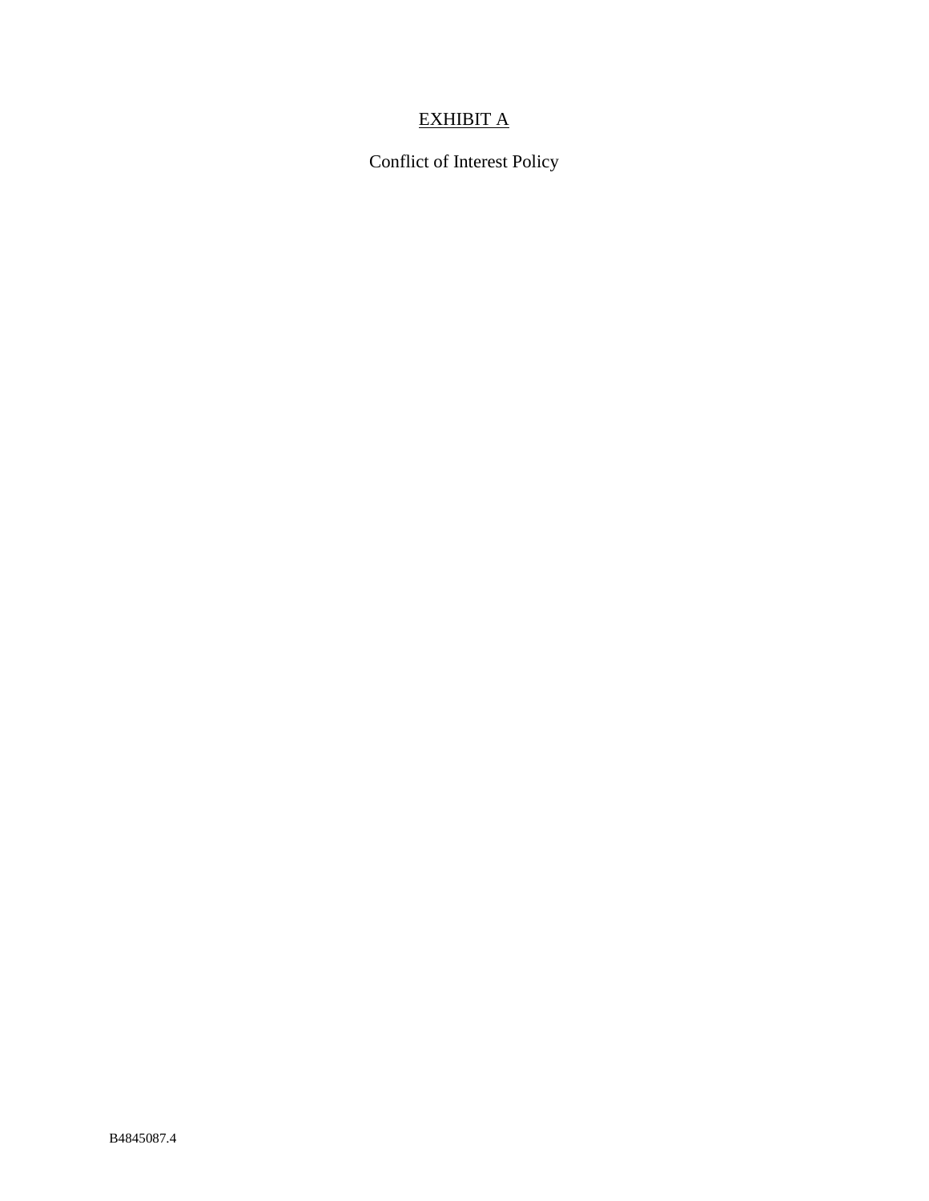<u>EXHIBIT A</u>

Conflict of Interest Policy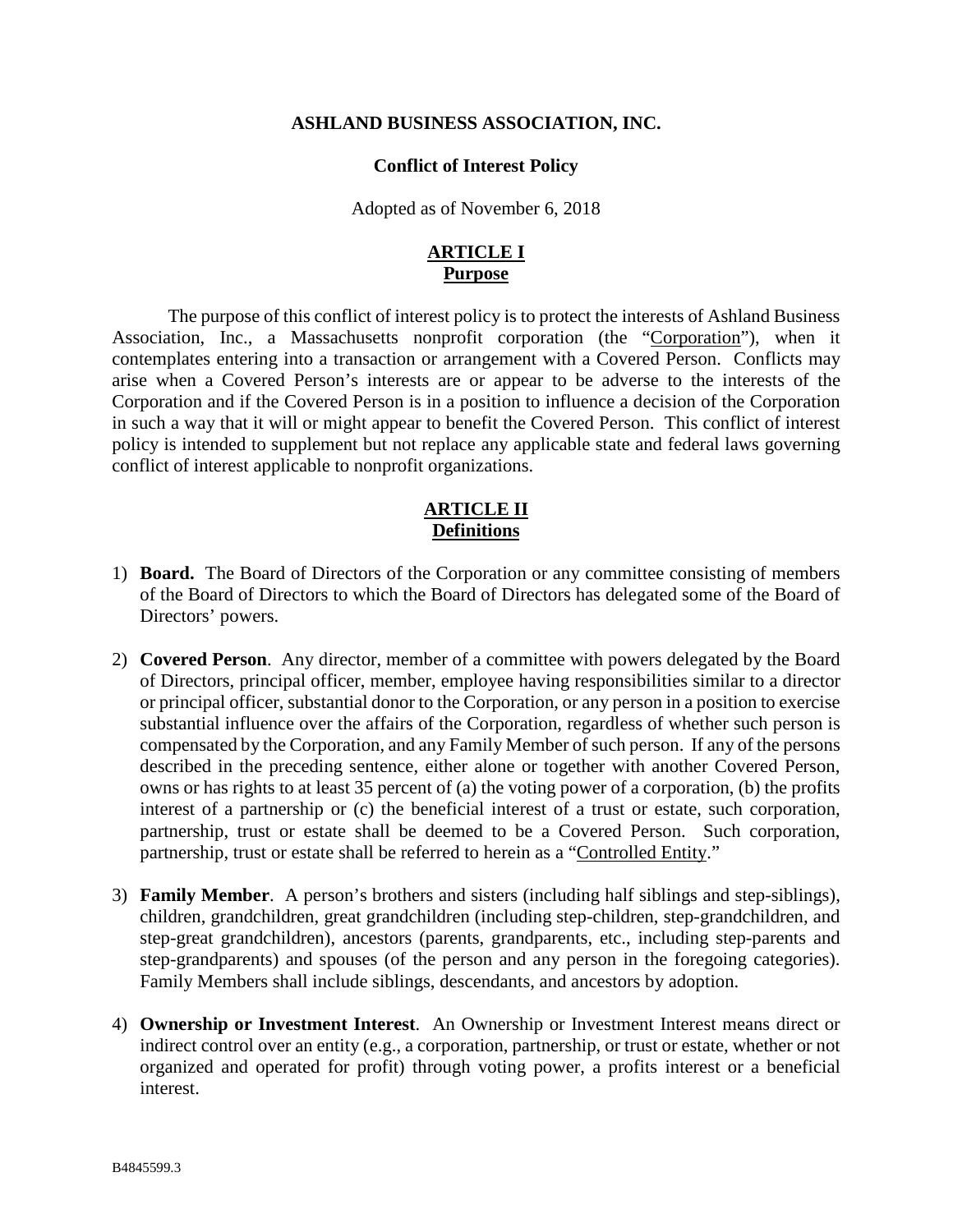# ASHLAND BUSINESS ASSOCIATION, INC.

## Conflict of Interest Policy

Adopted as of November 6, 2018

## ARTICLE I
## Purpose

The purpose of this conflict of interest policy is to protect the interests of Ashland Business Association, Inc., a Massachusetts nonprofit corporation (the "Corporation"), when it contemplates entering into a transaction or arrangement with a Covered Person. Conflicts may arise when a Covered Person's interests are or appear to be adverse to the interests of the Corporation and if the Covered Person is in a position to influence a decision of the Corporation in such a way that it will or might appear to benefit the Covered Person. This conflict of interest policy is intended to supplement but not replace any applicable state and federal laws governing conflict of interest applicable to nonprofit organizations.

## ARTICLE II
## Definitions

1) **Board.** The Board of Directors of the Corporation or any committee consisting of members of the Board of Directors to which the Board of Directors has delegated some of the Board of Directors' powers.

2) **Covered Person**. Any director, member of a committee with powers delegated by the Board of Directors, principal officer, member, employee having responsibilities similar to a director or principal officer, substantial donor to the Corporation, or any person in a position to exercise substantial influence over the affairs of the Corporation, regardless of whether such person is compensated by the Corporation, and any Family Member of such person. If any of the persons described in the preceding sentence, either alone or together with another Covered Person, owns or has rights to at least 35 percent of (a) the voting power of a corporation, (b) the profits interest of a partnership or (c) the beneficial interest of a trust or estate, such corporation, partnership, trust or estate shall be deemed to be a Covered Person. Such corporation, partnership, trust or estate shall be referred to herein as a "Controlled Entity."

3) **Family Member**. A person's brothers and sisters (including half siblings and step-siblings), children, grandchildren, great grandchildren (including step-children, step-grandchildren, and step-great grandchildren), ancestors (parents, grandparents, etc., including step-parents and step-grandparents) and spouses (of the person and any person in the foregoing categories). Family Members shall include siblings, descendants, and ancestors by adoption.

4) **Ownership or Investment Interest**. An Ownership or Investment Interest means direct or indirect control over an entity (e.g., a corporation, partnership, or trust or estate, whether or not organized and operated for profit) through voting power, a profits interest or a beneficial interest.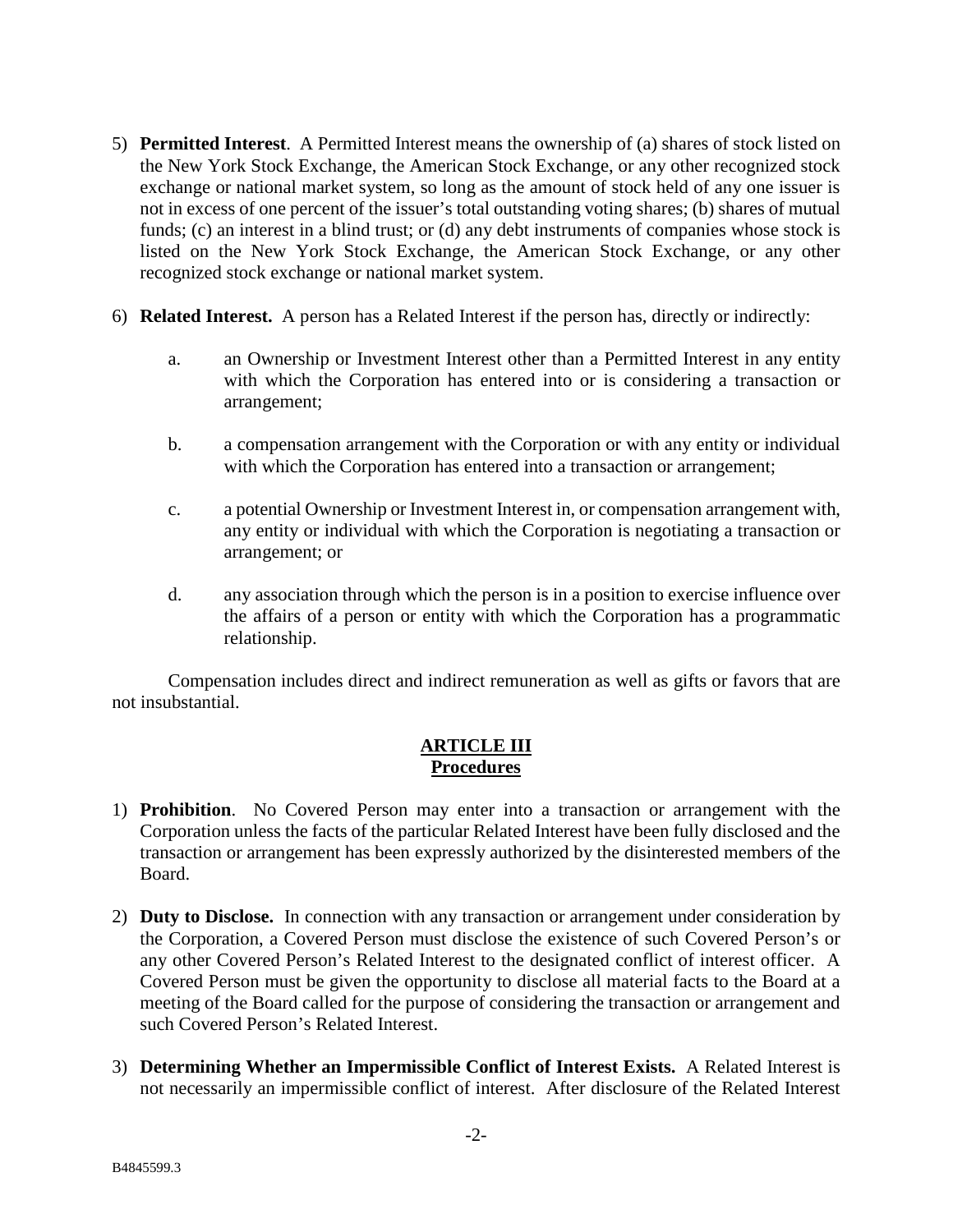5) **Permitted Interest**. A Permitted Interest means the ownership of (a) shares of stock listed on the New York Stock Exchange, the American Stock Exchange, or any other recognized stock exchange or national market system, so long as the amount of stock held of any one issuer is not in excess of one percent of the issuer's total outstanding voting shares; (b) shares of mutual funds; (c) an interest in a blind trust; or (d) any debt instruments of companies whose stock is listed on the New York Stock Exchange, the American Stock Exchange, or any other recognized stock exchange or national market system.

6) **Related Interest.** A person has a Related Interest if the person has, directly or indirectly:

   a. an Ownership or Investment Interest other than a Permitted Interest in any entity with which the Corporation has entered into or is considering a transaction or arrangement;

   b. a compensation arrangement with the Corporation or with any entity or individual with which the Corporation has entered into a transaction or arrangement;

   c. a potential Ownership or Investment Interest in, or compensation arrangement with, any entity or individual with which the Corporation is negotiating a transaction or arrangement; or

   d. any association through which the person is in a position to exercise influence over the affairs of a person or entity with which the Corporation has a programmatic relationship.

Compensation includes direct and indirect remuneration as well as gifts or favors that are not insubstantial.

## ARTICLE III
## Procedures

1) **Prohibition**. No Covered Person may enter into a transaction or arrangement with the Corporation unless the facts of the particular Related Interest have been fully disclosed and the transaction or arrangement has been expressly authorized by the disinterested members of the Board.

2) **Duty to Disclose.** In connection with any transaction or arrangement under consideration by the Corporation, a Covered Person must disclose the existence of such Covered Person's or any other Covered Person's Related Interest to the designated conflict of interest officer. A Covered Person must be given the opportunity to disclose all material facts to the Board at a meeting of the Board called for the purpose of considering the transaction or arrangement and such Covered Person's Related Interest.

3) **Determining Whether an Impermissible Conflict of Interest Exists.** A Related Interest is not necessarily an impermissible conflict of interest. After disclosure of the Related Interest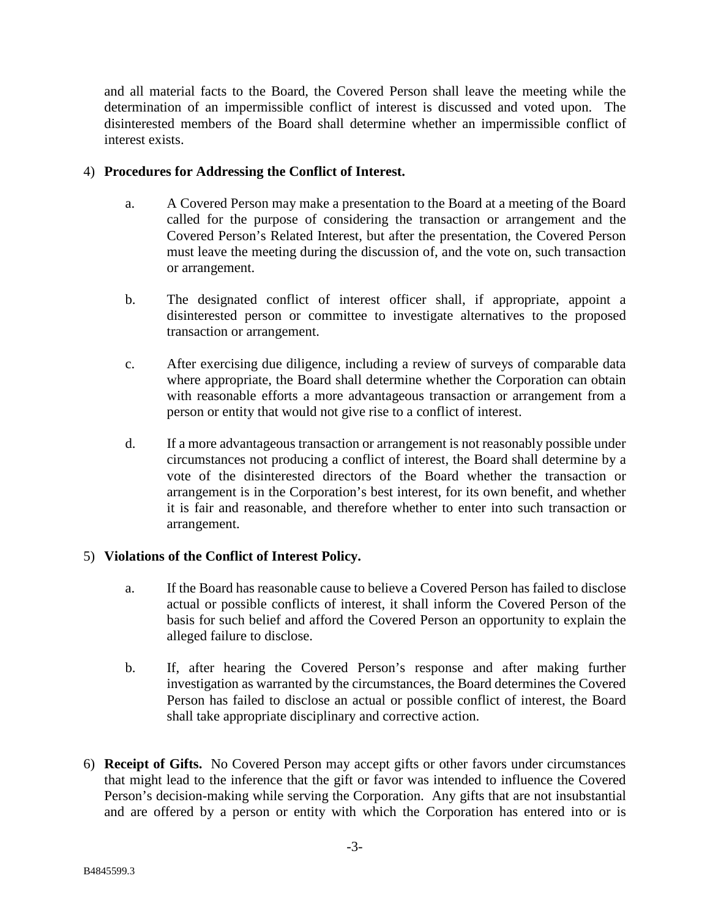and all material facts to the Board, the Covered Person shall leave the meeting while the determination of an impermissible conflict of interest is discussed and voted upon. The disinterested members of the Board shall determine whether an impermissible conflict of interest exists.

4) **Procedures for Addressing the Conflict of Interest.**

   a. A Covered Person may make a presentation to the Board at a meeting of the Board called for the purpose of considering the transaction or arrangement and the Covered Person's Related Interest, but after the presentation, the Covered Person must leave the meeting during the discussion of, and the vote on, such transaction or arrangement.

   b. The designated conflict of interest officer shall, if appropriate, appoint a disinterested person or committee to investigate alternatives to the proposed transaction or arrangement.

   c. After exercising due diligence, including a review of surveys of comparable data where appropriate, the Board shall determine whether the Corporation can obtain with reasonable efforts a more advantageous transaction or arrangement from a person or entity that would not give rise to a conflict of interest.

   d. If a more advantageous transaction or arrangement is not reasonably possible under circumstances not producing a conflict of interest, the Board shall determine by a vote of the disinterested directors of the Board whether the transaction or arrangement is in the Corporation's best interest, for its own benefit, and whether it is fair and reasonable, and therefore whether to enter into such transaction or arrangement.

5) **Violations of the Conflict of Interest Policy.**

   a. If the Board has reasonable cause to believe a Covered Person has failed to disclose actual or possible conflicts of interest, it shall inform the Covered Person of the basis for such belief and afford the Covered Person an opportunity to explain the alleged failure to disclose.

   b. If, after hearing the Covered Person's response and after making further investigation as warranted by the circumstances, the Board determines the Covered Person has failed to disclose an actual or possible conflict of interest, the Board shall take appropriate disciplinary and corrective action.

6) **Receipt of Gifts.** No Covered Person may accept gifts or other favors under circumstances that might lead to the inference that the gift or favor was intended to influence the Covered Person's decision-making while serving the Corporation. Any gifts that are not insubstantial and are offered by a person or entity with which the Corporation has entered into or is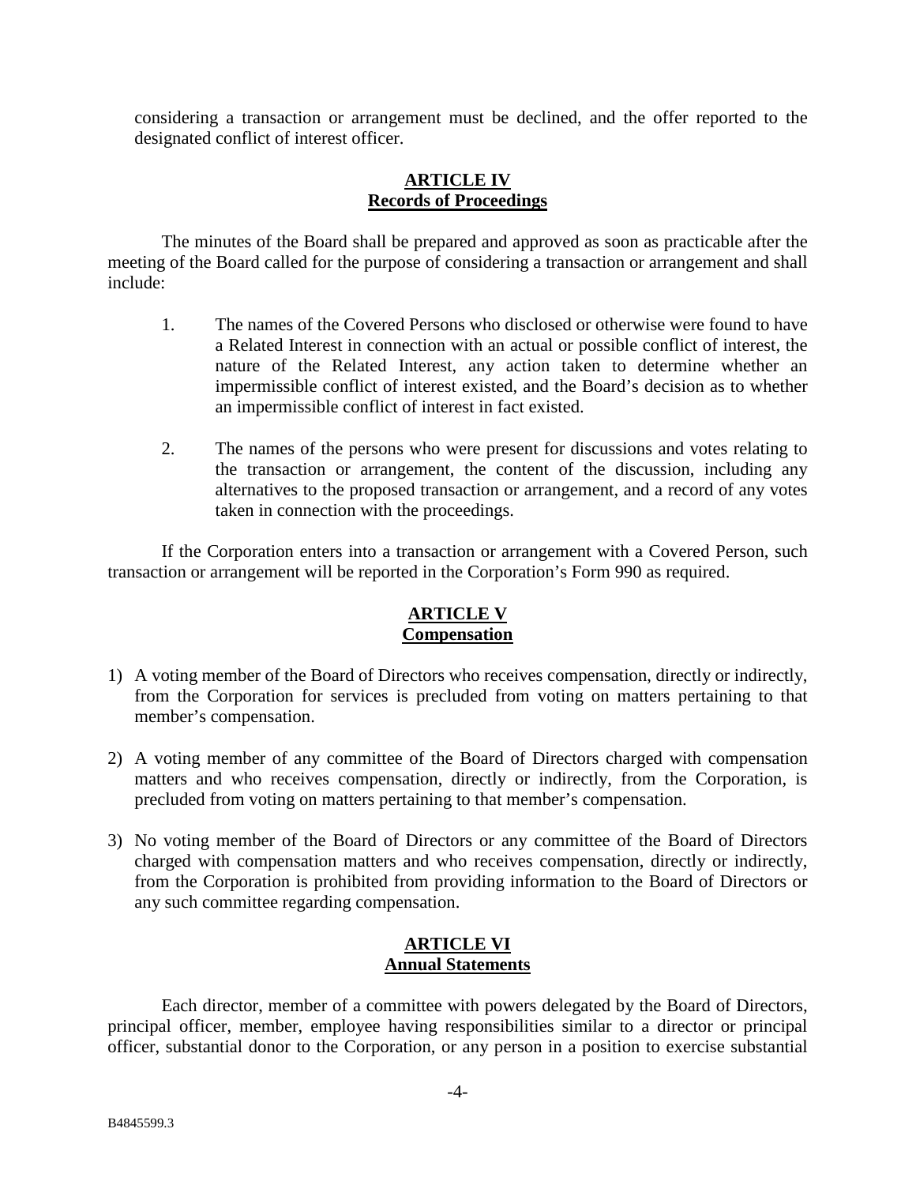considering a transaction or arrangement must be declined, and the offer reported to the designated conflict of interest officer.

## ARTICLE IV
## Records of Proceedings

The minutes of the Board shall be prepared and approved as soon as practicable after the meeting of the Board called for the purpose of considering a transaction or arrangement and shall include:

1. The names of the Covered Persons who disclosed or otherwise were found to have a Related Interest in connection with an actual or possible conflict of interest, the nature of the Related Interest, any action taken to determine whether an impermissible conflict of interest existed, and the Board's decision as to whether an impermissible conflict of interest in fact existed.

2. The names of the persons who were present for discussions and votes relating to the transaction or arrangement, the content of the discussion, including any alternatives to the proposed transaction or arrangement, and a record of any votes taken in connection with the proceedings.

If the Corporation enters into a transaction or arrangement with a Covered Person, such transaction or arrangement will be reported in the Corporation's Form 990 as required.

## ARTICLE V
## Compensation

1) A voting member of the Board of Directors who receives compensation, directly or indirectly, from the Corporation for services is precluded from voting on matters pertaining to that member's compensation.

2) A voting member of any committee of the Board of Directors charged with compensation matters and who receives compensation, directly or indirectly, from the Corporation, is precluded from voting on matters pertaining to that member's compensation.

3) No voting member of the Board of Directors or any committee of the Board of Directors charged with compensation matters and who receives compensation, directly or indirectly, from the Corporation is prohibited from providing information to the Board of Directors or any such committee regarding compensation.

## ARTICLE VI
## Annual Statements

Each director, member of a committee with powers delegated by the Board of Directors, principal officer, member, employee having responsibilities similar to a director or principal officer, substantial donor to the Corporation, or any person in a position to exercise substantial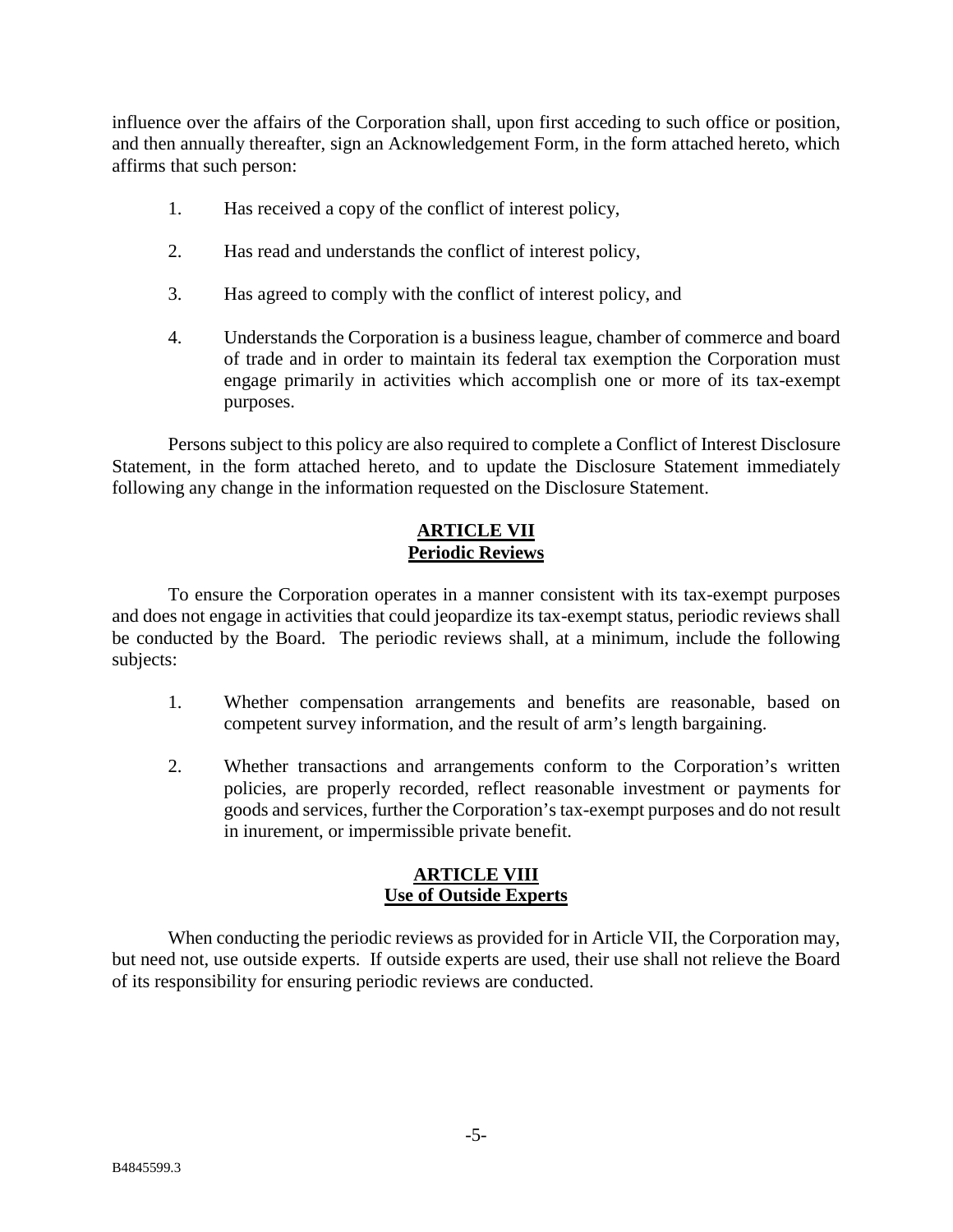influence over the affairs of the Corporation shall, upon first acceding to such office or position, and then annually thereafter, sign an Acknowledgement Form, in the form attached hereto, which affirms that such person:

1. Has received a copy of the conflict of interest policy,

2. Has read and understands the conflict of interest policy,

3. Has agreed to comply with the conflict of interest policy, and

4. Understands the Corporation is a business league, chamber of commerce and board of trade and in order to maintain its federal tax exemption the Corporation must engage primarily in activities which accomplish one or more of its tax-exempt purposes.

Persons subject to this policy are also required to complete a Conflict of Interest Disclosure Statement, in the form attached hereto, and to update the Disclosure Statement immediately following any change in the information requested on the Disclosure Statement.

## ARTICLE VII
## Periodic Reviews

To ensure the Corporation operates in a manner consistent with its tax-exempt purposes and does not engage in activities that could jeopardize its tax-exempt status, periodic reviews shall be conducted by the Board. The periodic reviews shall, at a minimum, include the following subjects:

1. Whether compensation arrangements and benefits are reasonable, based on competent survey information, and the result of arm's length bargaining.

2. Whether transactions and arrangements conform to the Corporation's written policies, are properly recorded, reflect reasonable investment or payments for goods and services, further the Corporation's tax-exempt purposes and do not result in inurement, or impermissible private benefit.

## ARTICLE VIII
## Use of Outside Experts

When conducting the periodic reviews as provided for in Article VII, the Corporation may, but need not, use outside experts. If outside experts are used, their use shall not relieve the Board of its responsibility for ensuring periodic reviews are conducted.

B4845599.3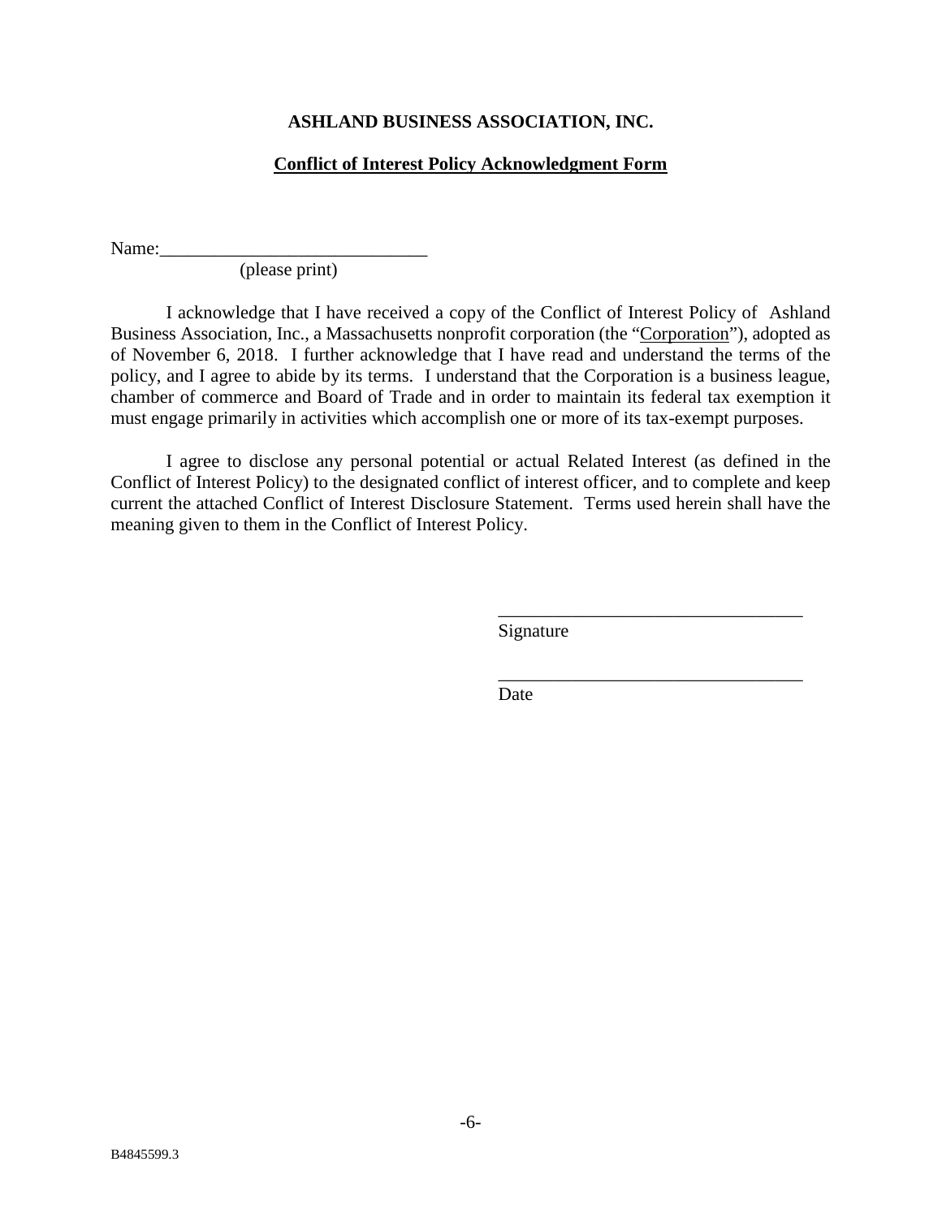**ASHLAND BUSINESS ASSOCIATION, INC.**

**Conflict of Interest Policy Acknowledgment Form**

Name:_____________________________
(please print)

I acknowledge that I have received a copy of the Conflict of Interest Policy of Ashland Business Association, Inc., a Massachusetts nonprofit corporation (the "Corporation"), adopted as of November 6, 2018. I further acknowledge that I have read and understand the terms of the policy, and I agree to abide by its terms. I understand that the Corporation is a business league, chamber of commerce and Board of Trade and in order to maintain its federal tax exemption it must engage primarily in activities which accomplish one or more of its tax-exempt purposes.

I agree to disclose any personal potential or actual Related Interest (as defined in the Conflict of Interest Policy) to the designated conflict of interest officer, and to complete and keep current the attached Conflict of Interest Disclosure Statement. Terms used herein shall have the meaning given to them in the Conflict of Interest Policy.

_________________________________
Signature

_________________________________
Date

B4845599.3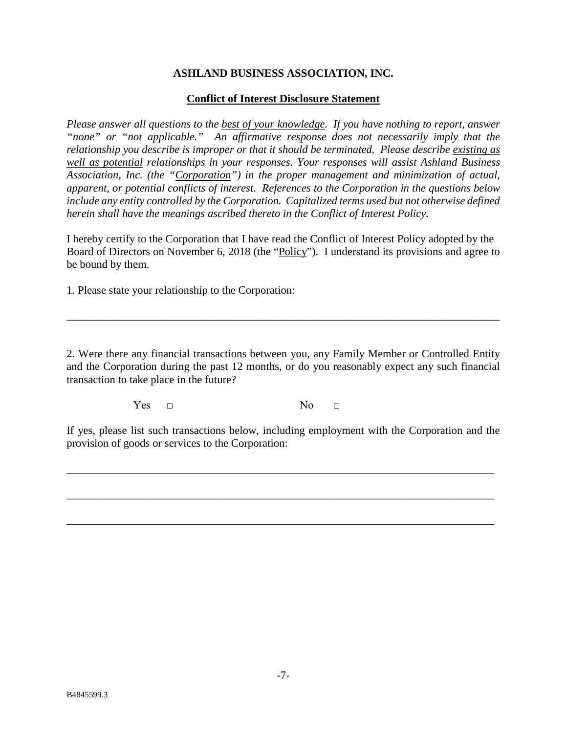**ASHLAND BUSINESS ASSOCIATION, INC.**

**Conflict of Interest Disclosure Statement**

*Please answer all questions to the best of your knowledge. If you have nothing to report, answer "none" or "not applicable." An affirmative response does not necessarily imply that the relationship you describe is improper or that it should be terminated. Please describe existing as well as potential relationships in your responses. Your responses will assist Ashland Business Association, Inc. (the "Corporation") in the proper management and minimization of actual, apparent, or potential conflicts of interest. References to the Corporation in the questions below include any entity controlled by the Corporation. Capitalized terms used but not otherwise defined herein shall have the meanings ascribed thereto in the Conflict of Interest Policy.*

I hereby certify to the Corporation that I have read the Conflict of Interest Policy adopted by the Board of Directors on November 6, 2018 (the "Policy"). I understand its provisions and agree to be bound by them.

1. Please state your relationship to the Corporation:

_______________________________________________________________________________

2. Were there any financial transactions between you, any Family Member or Controlled Entity and the Corporation during the past 12 months, or do you reasonably expect any such financial transaction to take place in the future?

Yes □ No □

If yes, please list such transactions below, including employment with the Corporation and the provision of goods or services to the Corporation:

_______________________________________________________________________________

_______________________________________________________________________________

_______________________________________________________________________________

B4845599.3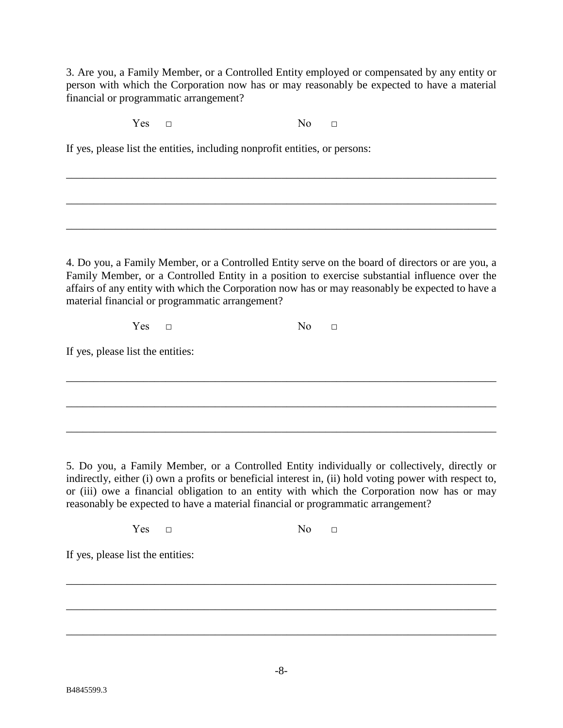3. Are you, a Family Member, or a Controlled Entity employed or compensated by any entity or person with which the Corporation now has or may reasonably be expected to have a material financial or programmatic arrangement?

Yes □ No □

If yes, please list the entities, including nonprofit entities, or persons:

_______________________________________________________________________________

_______________________________________________________________________________

_______________________________________________________________________________

4. Do you, a Family Member, or a Controlled Entity serve on the board of directors or are you, a Family Member, or a Controlled Entity in a position to exercise substantial influence over the affairs of any entity with which the Corporation now has or may reasonably be expected to have a material financial or programmatic arrangement?

Yes □ No □

If yes, please list the entities:

_______________________________________________________________________________

_______________________________________________________________________________

_______________________________________________________________________________

5. Do you, a Family Member, or a Controlled Entity individually or collectively, directly or indirectly, either (i) own a profits or beneficial interest in, (ii) hold voting power with respect to, or (iii) owe a financial obligation to an entity with which the Corporation now has or may reasonably be expected to have a material financial or programmatic arrangement?

Yes □ No □

If yes, please list the entities:

_______________________________________________________________________________

_______________________________________________________________________________

_______________________________________________________________________________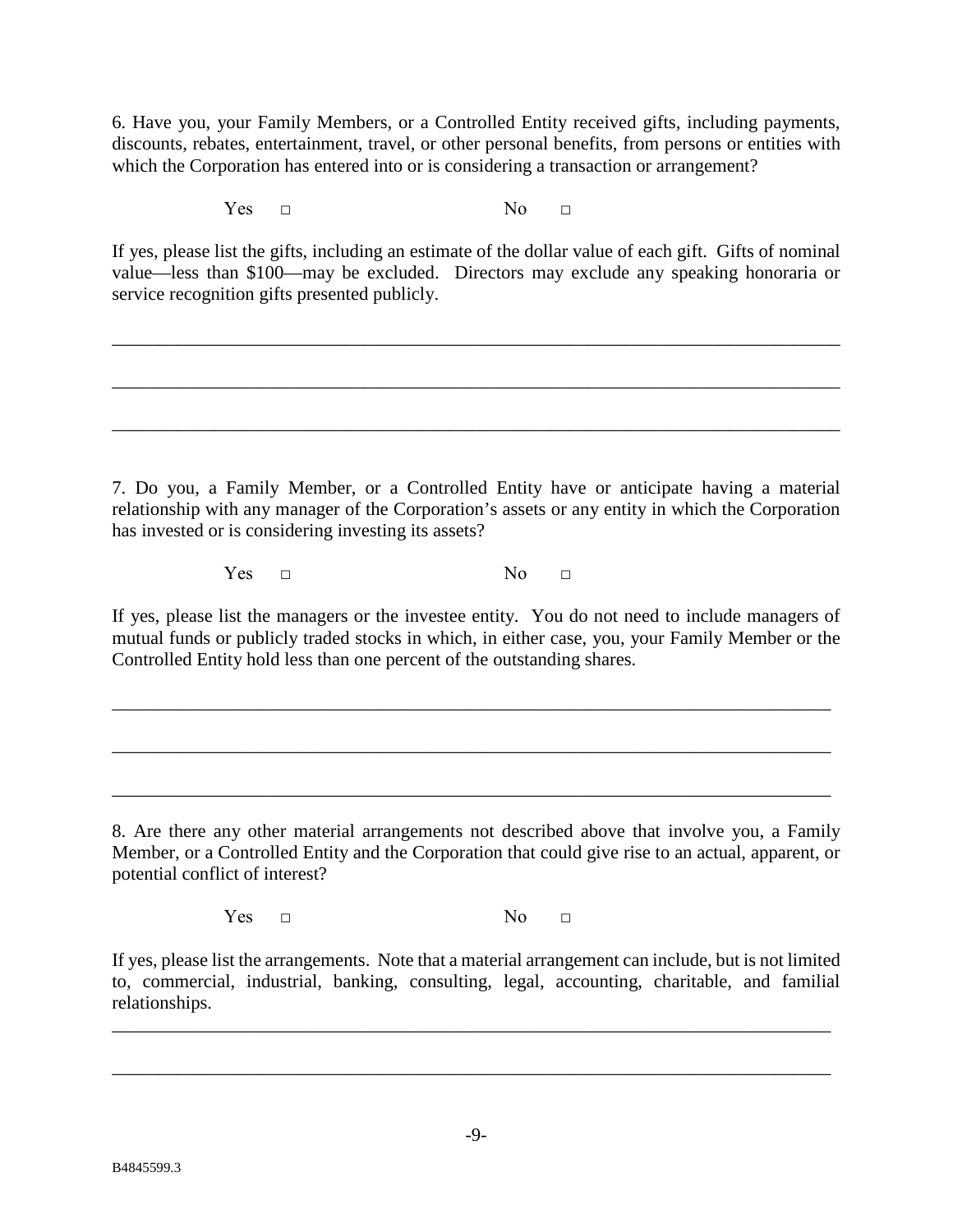6. Have you, your Family Members, or a Controlled Entity received gifts, including payments, discounts, rebates, entertainment, travel, or other personal benefits, from persons or entities with which the Corporation has entered into or is considering a transaction or arrangement?

Yes □ No □

If yes, please list the gifts, including an estimate of the dollar value of each gift. Gifts of nominal value—less than $100—may be excluded. Directors may exclude any speaking honoraria or service recognition gifts presented publicly.

\_\_\_\_\_\_\_\_\_\_\_\_\_\_\_\_\_\_\_\_\_\_\_\_\_\_\_\_\_\_\_\_\_\_\_\_\_\_\_\_\_\_\_\_\_\_\_\_\_\_\_\_\_\_\_\_\_\_\_\_\_\_\_\_\_\_\_\_\_\_\_\_\_\_\_\_

\_\_\_\_\_\_\_\_\_\_\_\_\_\_\_\_\_\_\_\_\_\_\_\_\_\_\_\_\_\_\_\_\_\_\_\_\_\_\_\_\_\_\_\_\_\_\_\_\_\_\_\_\_\_\_\_\_\_\_\_\_\_\_\_\_\_\_\_\_\_\_\_\_\_\_\_

\_\_\_\_\_\_\_\_\_\_\_\_\_\_\_\_\_\_\_\_\_\_\_\_\_\_\_\_\_\_\_\_\_\_\_\_\_\_\_\_\_\_\_\_\_\_\_\_\_\_\_\_\_\_\_\_\_\_\_\_\_\_\_\_\_\_\_\_\_\_\_\_\_\_\_\_

7. Do you, a Family Member, or a Controlled Entity have or anticipate having a material relationship with any manager of the Corporation's assets or any entity in which the Corporation has invested or is considering investing its assets?

Yes □ No □

If yes, please list the managers or the investee entity. You do not need to include managers of mutual funds or publicly traded stocks in which, in either case, you, your Family Member or the Controlled Entity hold less than one percent of the outstanding shares.

\_\_\_\_\_\_\_\_\_\_\_\_\_\_\_\_\_\_\_\_\_\_\_\_\_\_\_\_\_\_\_\_\_\_\_\_\_\_\_\_\_\_\_\_\_\_\_\_\_\_\_\_\_\_\_\_\_\_\_\_\_\_\_\_\_\_\_\_\_\_\_\_\_\_\_\_

\_\_\_\_\_\_\_\_\_\_\_\_\_\_\_\_\_\_\_\_\_\_\_\_\_\_\_\_\_\_\_\_\_\_\_\_\_\_\_\_\_\_\_\_\_\_\_\_\_\_\_\_\_\_\_\_\_\_\_\_\_\_\_\_\_\_\_\_\_\_\_\_\_\_\_\_

\_\_\_\_\_\_\_\_\_\_\_\_\_\_\_\_\_\_\_\_\_\_\_\_\_\_\_\_\_\_\_\_\_\_\_\_\_\_\_\_\_\_\_\_\_\_\_\_\_\_\_\_\_\_\_\_\_\_\_\_\_\_\_\_\_\_\_\_\_\_\_\_\_\_\_\_

8. Are there any other material arrangements not described above that involve you, a Family Member, or a Controlled Entity and the Corporation that could give rise to an actual, apparent, or potential conflict of interest?

Yes □ No □

If yes, please list the arrangements. Note that a material arrangement can include, but is not limited to, commercial, industrial, banking, consulting, legal, accounting, charitable, and familial relationships.

\_\_\_\_\_\_\_\_\_\_\_\_\_\_\_\_\_\_\_\_\_\_\_\_\_\_\_\_\_\_\_\_\_\_\_\_\_\_\_\_\_\_\_\_\_\_\_\_\_\_\_\_\_\_\_\_\_\_\_\_\_\_\_\_\_\_\_\_\_\_\_\_\_\_\_\_

\_\_\_\_\_\_\_\_\_\_\_\_\_\_\_\_\_\_\_\_\_\_\_\_\_\_\_\_\_\_\_\_\_\_\_\_\_\_\_\_\_\_\_\_\_\_\_\_\_\_\_\_\_\_\_\_\_\_\_\_\_\_\_\_\_\_\_\_\_\_\_\_\_\_\_\_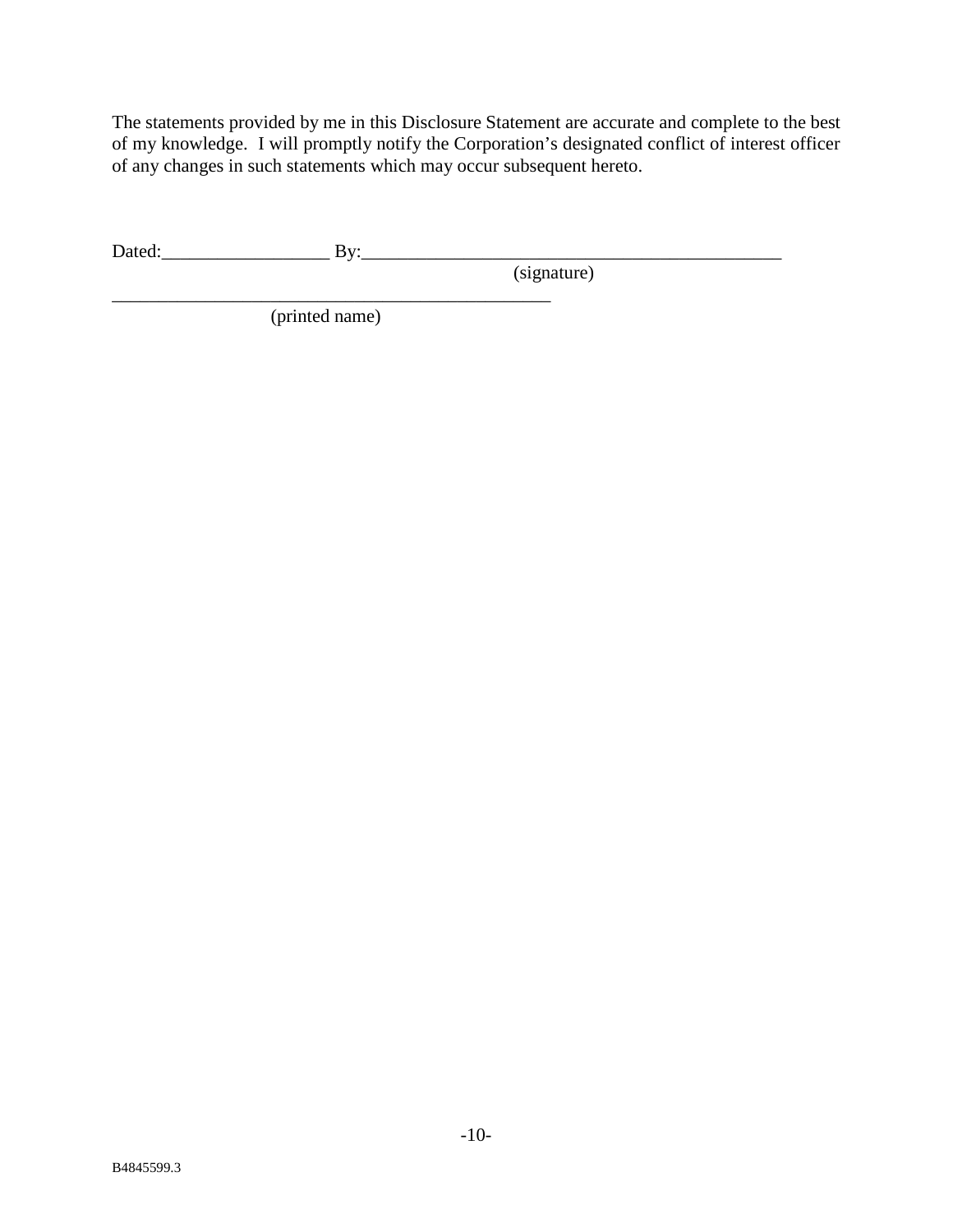The statements provided by me in this Disclosure Statement are accurate and complete to the best of my knowledge. I will promptly notify the Corporation's designated conflict of interest officer of any changes in such statements which may occur subsequent hereto.

Dated:__________________ By:______________________________________________
(signature)

_________________________________________________
(printed name)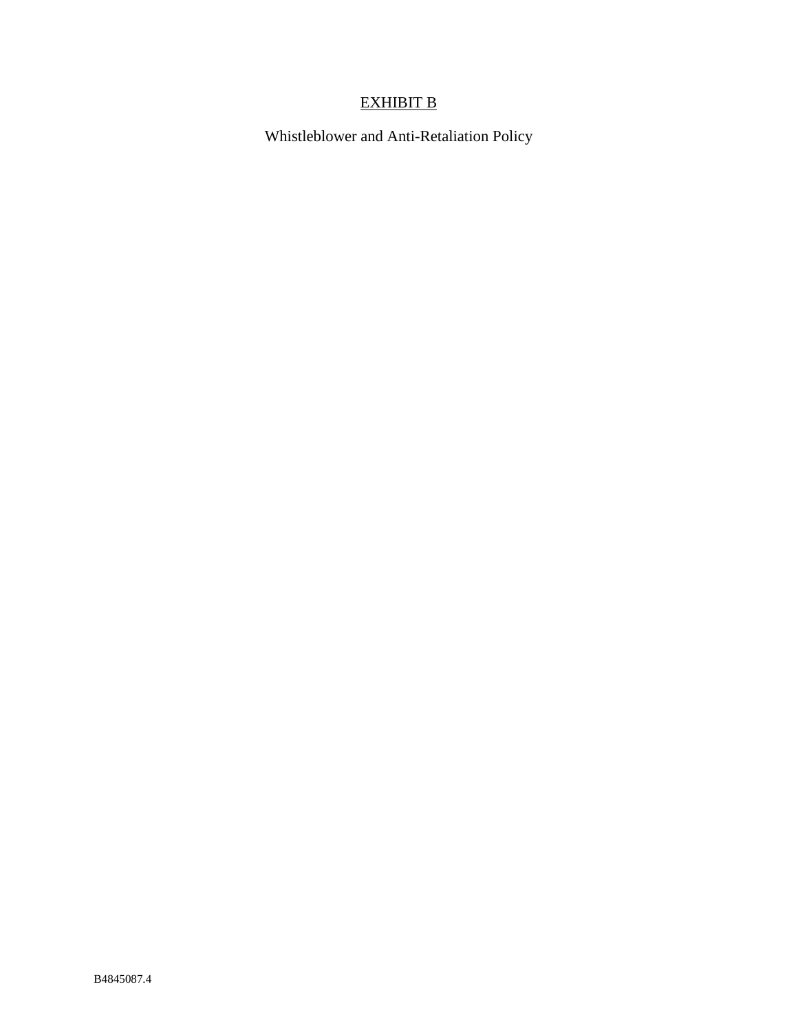EXHIBIT B

Whistleblower and Anti-Retaliation Policy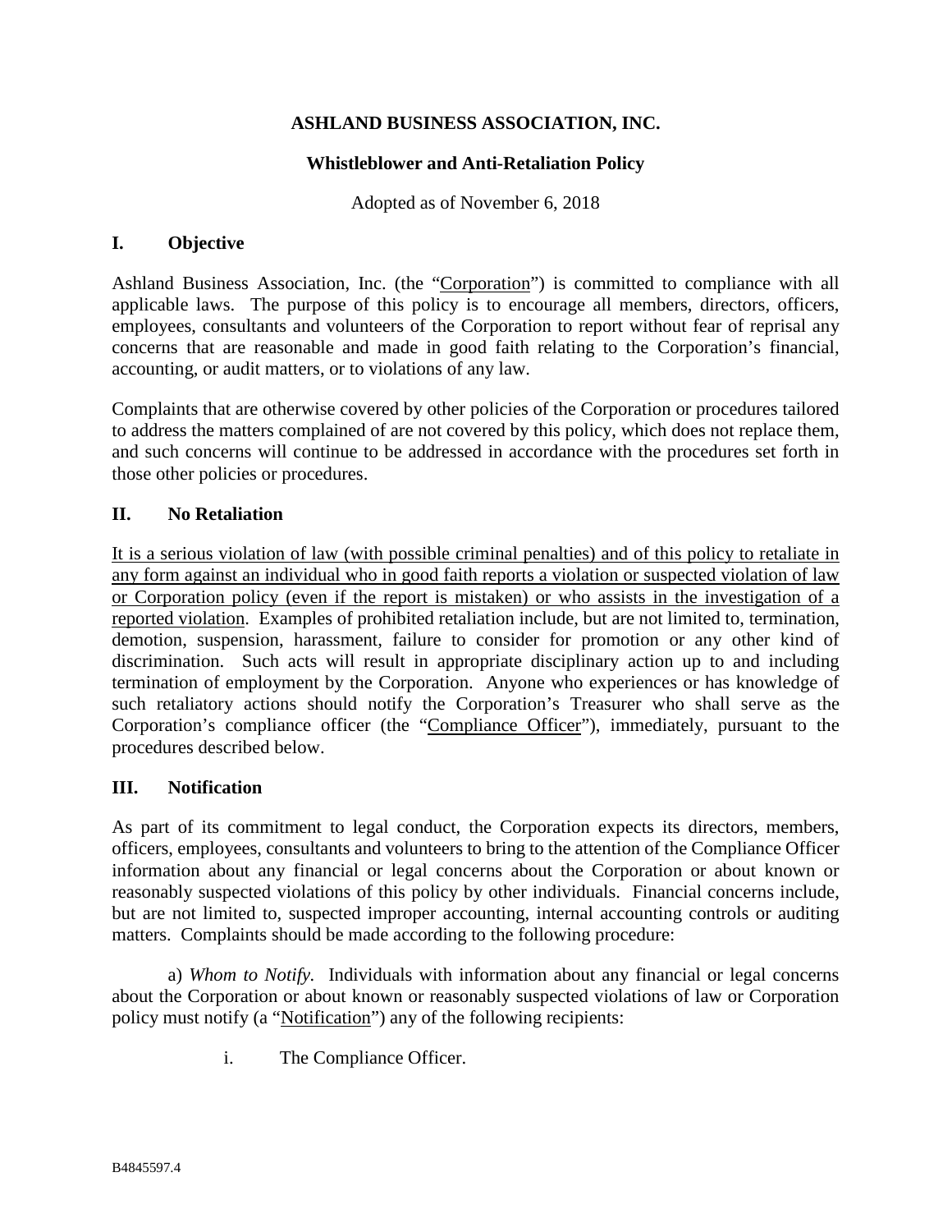**ASHLAND BUSINESS ASSOCIATION, INC.**

**Whistleblower and Anti-Retaliation Policy**

Adopted as of November 6, 2018

## I. Objective

Ashland Business Association, Inc. (the "Corporation") is committed to compliance with all applicable laws. The purpose of this policy is to encourage all members, directors, officers, employees, consultants and volunteers of the Corporation to report without fear of reprisal any concerns that are reasonable and made in good faith relating to the Corporation's financial, accounting, or audit matters, or to violations of any law.

Complaints that are otherwise covered by other policies of the Corporation or procedures tailored to address the matters complained of are not covered by this policy, which does not replace them, and such concerns will continue to be addressed in accordance with the procedures set forth in those other policies or procedures.

## II. No Retaliation

It is a serious violation of law (with possible criminal penalties) and of this policy to retaliate in any form against an individual who in good faith reports a violation or suspected violation of law or Corporation policy (even if the report is mistaken) or who assists in the investigation of a reported violation. Examples of prohibited retaliation include, but are not limited to, termination, demotion, suspension, harassment, failure to consider for promotion or any other kind of discrimination. Such acts will result in appropriate disciplinary action up to and including termination of employment by the Corporation. Anyone who experiences or has knowledge of such retaliatory actions should notify the Corporation's Treasurer who shall serve as the Corporation's compliance officer (the "Compliance Officer"), immediately, pursuant to the procedures described below.

## III. Notification

As part of its commitment to legal conduct, the Corporation expects its directors, members, officers, employees, consultants and volunteers to bring to the attention of the Compliance Officer information about any financial or legal concerns about the Corporation or about known or reasonably suspected violations of this policy by other individuals. Financial concerns include, but are not limited to, suspected improper accounting, internal accounting controls or auditing matters. Complaints should be made according to the following procedure:

a) *Whom to Notify.* Individuals with information about any financial or legal concerns about the Corporation or about known or reasonably suspected violations of law or Corporation policy must notify (a "Notification") any of the following recipients:

i. The Compliance Officer.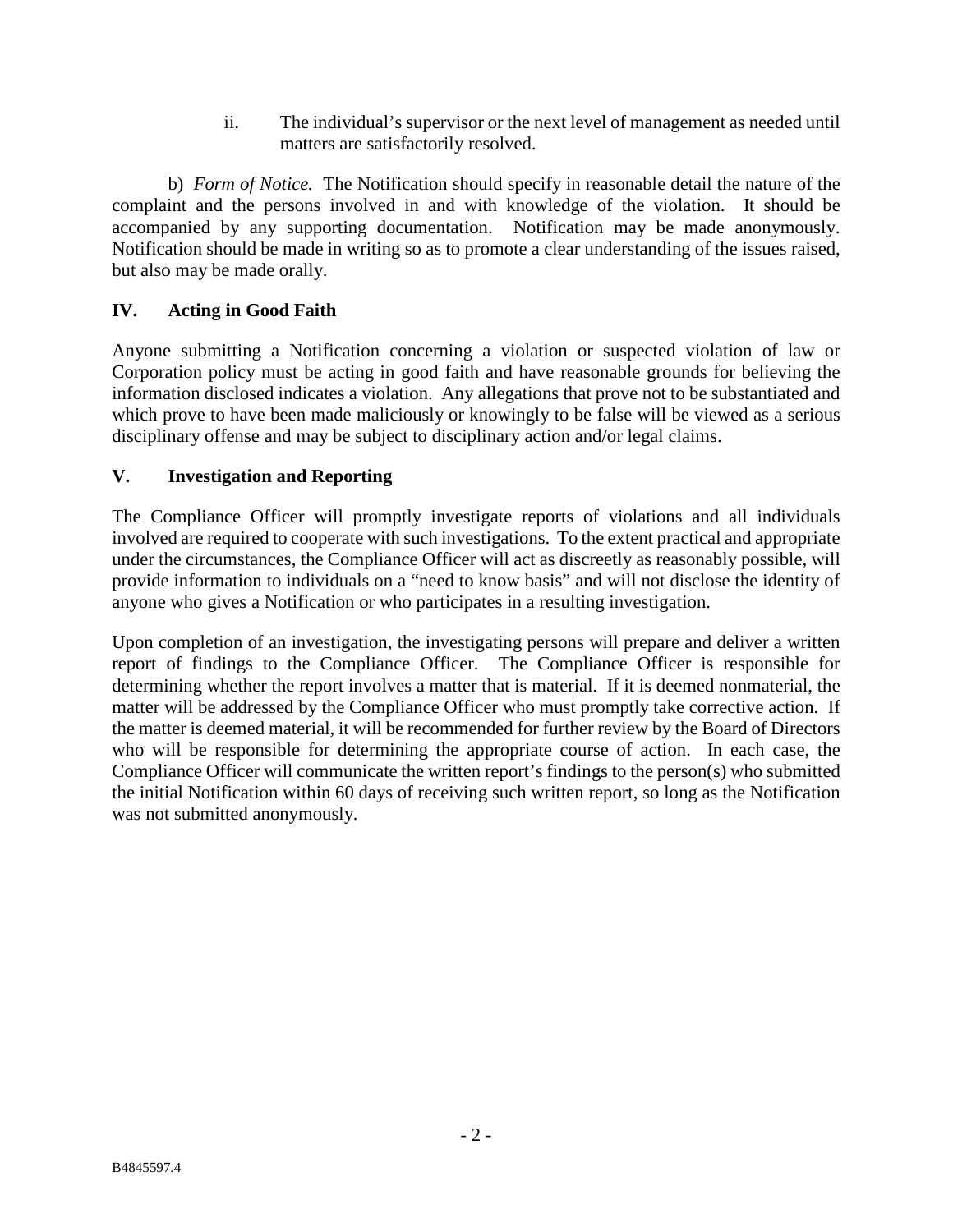ii. The individual's supervisor or the next level of management as needed until matters are satisfactorily resolved.

b) *Form of Notice.* The Notification should specify in reasonable detail the nature of the complaint and the persons involved in and with knowledge of the violation. It should be accompanied by any supporting documentation. Notification may be made anonymously. Notification should be made in writing so as to promote a clear understanding of the issues raised, but also may be made orally.

## IV. Acting in Good Faith

Anyone submitting a Notification concerning a violation or suspected violation of law or Corporation policy must be acting in good faith and have reasonable grounds for believing the information disclosed indicates a violation. Any allegations that prove not to be substantiated and which prove to have been made maliciously or knowingly to be false will be viewed as a serious disciplinary offense and may be subject to disciplinary action and/or legal claims.

## V. Investigation and Reporting

The Compliance Officer will promptly investigate reports of violations and all individuals involved are required to cooperate with such investigations. To the extent practical and appropriate under the circumstances, the Compliance Officer will act as discreetly as reasonably possible, will provide information to individuals on a "need to know basis" and will not disclose the identity of anyone who gives a Notification or who participates in a resulting investigation.

Upon completion of an investigation, the investigating persons will prepare and deliver a written report of findings to the Compliance Officer. The Compliance Officer is responsible for determining whether the report involves a matter that is material. If it is deemed nonmaterial, the matter will be addressed by the Compliance Officer who must promptly take corrective action. If the matter is deemed material, it will be recommended for further review by the Board of Directors who will be responsible for determining the appropriate course of action. In each case, the Compliance Officer will communicate the written report's findings to the person(s) who submitted the initial Notification within 60 days of receiving such written report, so long as the Notification was not submitted anonymously.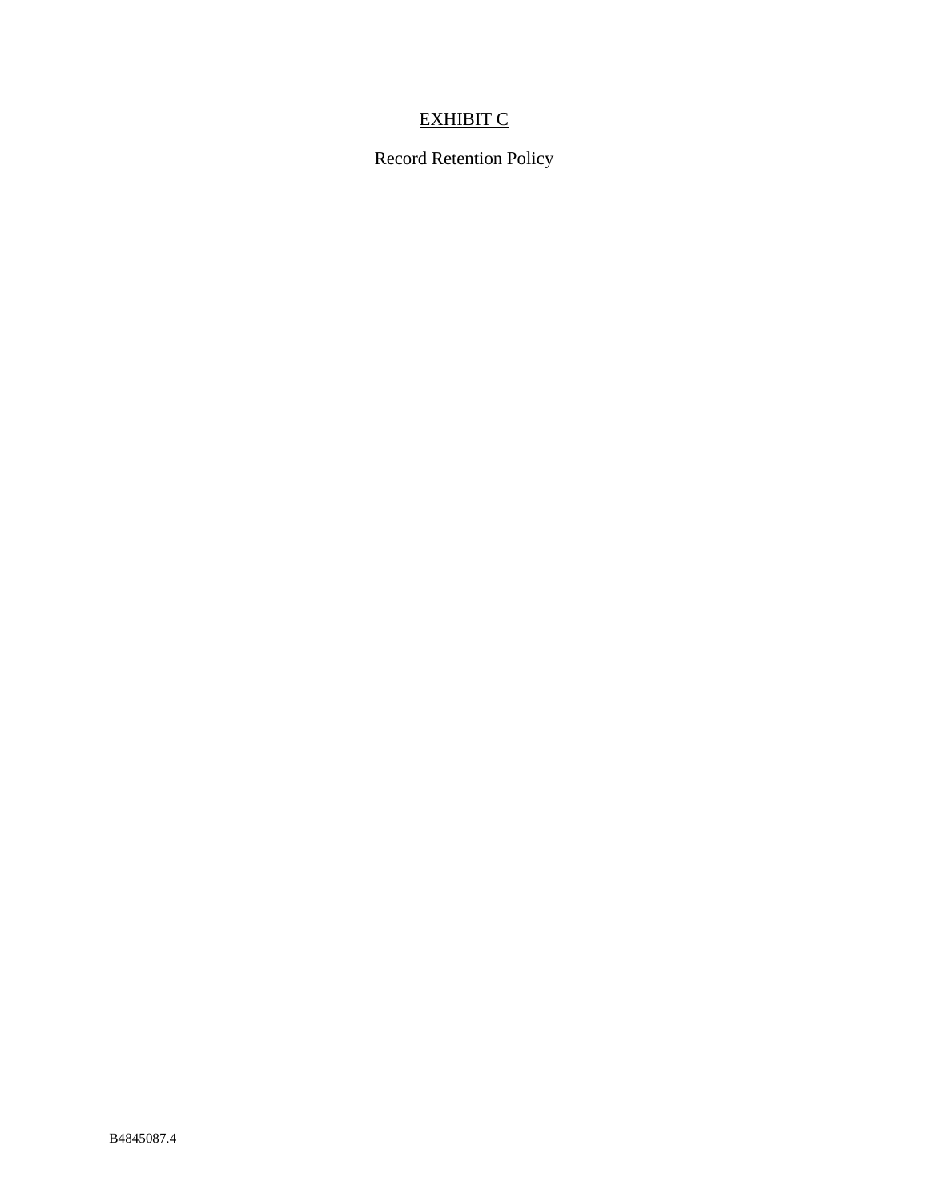# EXHIBIT C

Record Retention Policy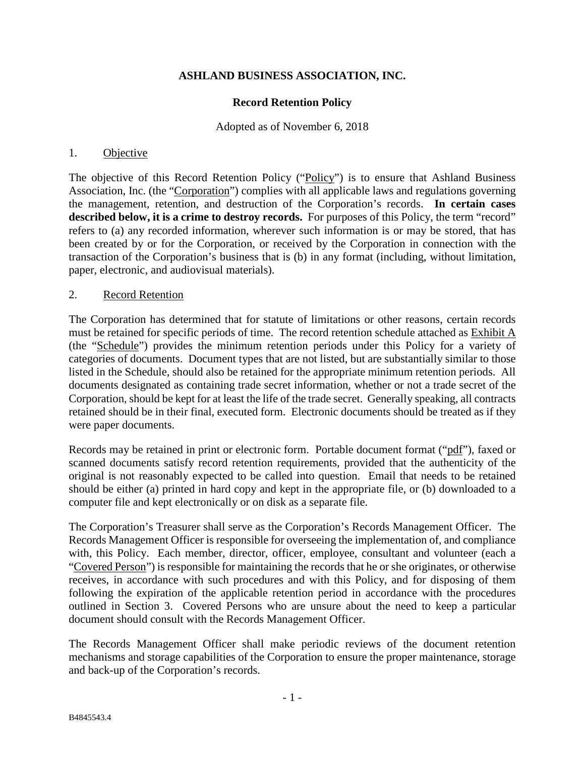**ASHLAND BUSINESS ASSOCIATION, INC.**

**Record Retention Policy**

Adopted as of November 6, 2018

1. Objective

The objective of this Record Retention Policy ("Policy") is to ensure that Ashland Business Association, Inc. (the "Corporation") complies with all applicable laws and regulations governing the management, retention, and destruction of the Corporation's records. **In certain cases described below, it is a crime to destroy records.** For purposes of this Policy, the term "record" refers to (a) any recorded information, wherever such information is or may be stored, that has been created by or for the Corporation, or received by the Corporation in connection with the transaction of the Corporation's business that is (b) in any format (including, without limitation, paper, electronic, and audiovisual materials).

2. Record Retention

The Corporation has determined that for statute of limitations or other reasons, certain records must be retained for specific periods of time. The record retention schedule attached as Exhibit A (the "Schedule") provides the minimum retention periods under this Policy for a variety of categories of documents. Document types that are not listed, but are substantially similar to those listed in the Schedule, should also be retained for the appropriate minimum retention periods. All documents designated as containing trade secret information, whether or not a trade secret of the Corporation, should be kept for at least the life of the trade secret. Generally speaking, all contracts retained should be in their final, executed form. Electronic documents should be treated as if they were paper documents.

Records may be retained in print or electronic form. Portable document format ("pdf"), faxed or scanned documents satisfy record retention requirements, provided that the authenticity of the original is not reasonably expected to be called into question. Email that needs to be retained should be either (a) printed in hard copy and kept in the appropriate file, or (b) downloaded to a computer file and kept electronically or on disk as a separate file.

The Corporation's Treasurer shall serve as the Corporation's Records Management Officer. The Records Management Officer is responsible for overseeing the implementation of, and compliance with, this Policy. Each member, director, officer, employee, consultant and volunteer (each a "Covered Person") is responsible for maintaining the records that he or she originates, or otherwise receives, in accordance with such procedures and with this Policy, and for disposing of them following the expiration of the applicable retention period in accordance with the procedures outlined in Section 3. Covered Persons who are unsure about the need to keep a particular document should consult with the Records Management Officer.

The Records Management Officer shall make periodic reviews of the document retention mechanisms and storage capabilities of the Corporation to ensure the proper maintenance, storage and back-up of the Corporation's records.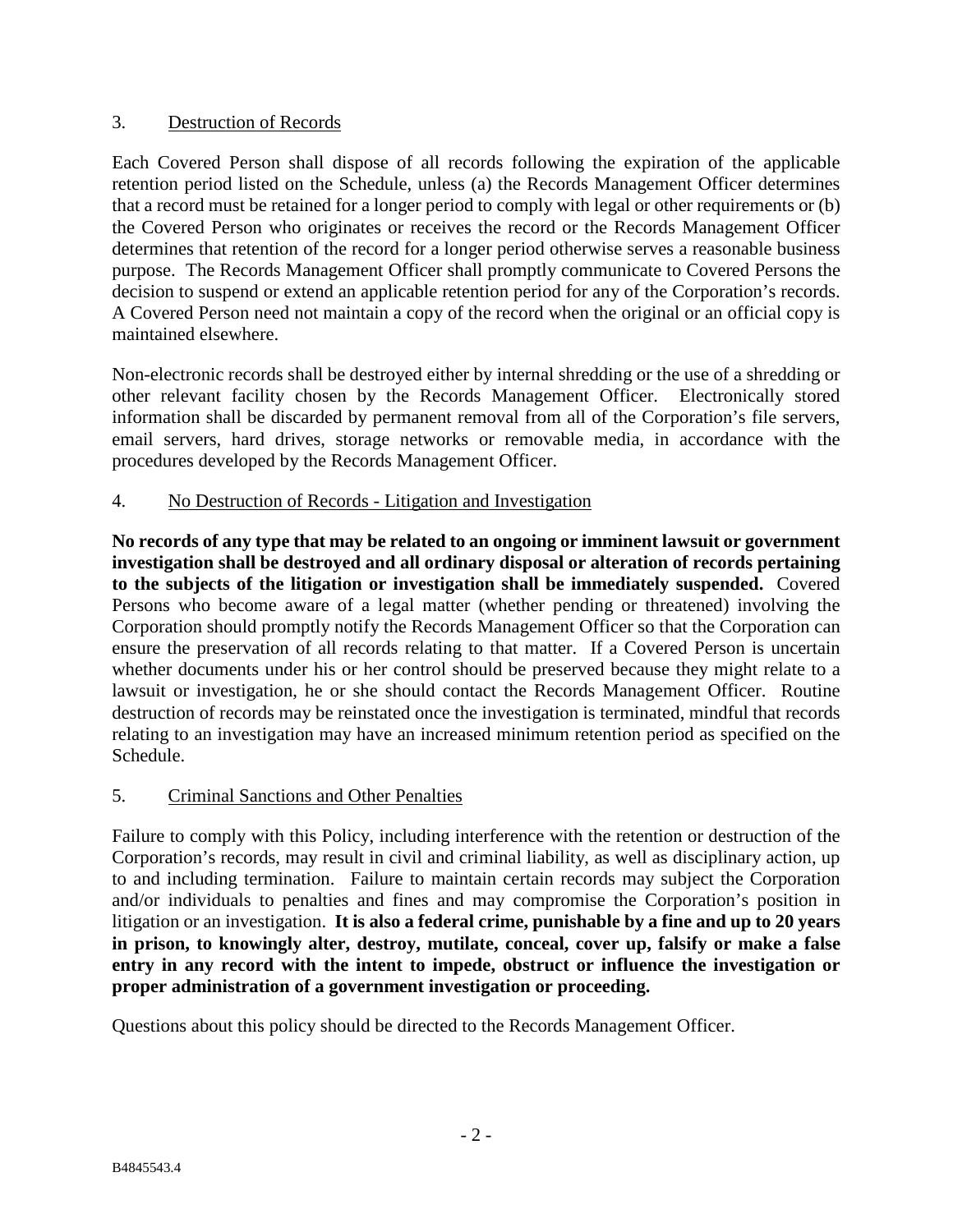## 3. Destruction of Records

Each Covered Person shall dispose of all records following the expiration of the applicable retention period listed on the Schedule, unless (a) the Records Management Officer determines that a record must be retained for a longer period to comply with legal or other requirements or (b) the Covered Person who originates or receives the record or the Records Management Officer determines that retention of the record for a longer period otherwise serves a reasonable business purpose. The Records Management Officer shall promptly communicate to Covered Persons the decision to suspend or extend an applicable retention period for any of the Corporation's records. A Covered Person need not maintain a copy of the record when the original or an official copy is maintained elsewhere.

Non-electronic records shall be destroyed either by internal shredding or the use of a shredding or other relevant facility chosen by the Records Management Officer. Electronically stored information shall be discarded by permanent removal from all of the Corporation's file servers, email servers, hard drives, storage networks or removable media, in accordance with the procedures developed by the Records Management Officer.

## 4. No Destruction of Records - Litigation and Investigation

**No records of any type that may be related to an ongoing or imminent lawsuit or government investigation shall be destroyed and all ordinary disposal or alteration of records pertaining to the subjects of the litigation or investigation shall be immediately suspended.** Covered Persons who become aware of a legal matter (whether pending or threatened) involving the Corporation should promptly notify the Records Management Officer so that the Corporation can ensure the preservation of all records relating to that matter. If a Covered Person is uncertain whether documents under his or her control should be preserved because they might relate to a lawsuit or investigation, he or she should contact the Records Management Officer. Routine destruction of records may be reinstated once the investigation is terminated, mindful that records relating to an investigation may have an increased minimum retention period as specified on the Schedule.

## 5. Criminal Sanctions and Other Penalties

Failure to comply with this Policy, including interference with the retention or destruction of the Corporation's records, may result in civil and criminal liability, as well as disciplinary action, up to and including termination. Failure to maintain certain records may subject the Corporation and/or individuals to penalties and fines and may compromise the Corporation's position in litigation or an investigation. **It is also a federal crime, punishable by a fine and up to 20 years in prison, to knowingly alter, destroy, mutilate, conceal, cover up, falsify or make a false entry in any record with the intent to impede, obstruct or influence the investigation or proper administration of a government investigation or proceeding.**

Questions about this policy should be directed to the Records Management Officer.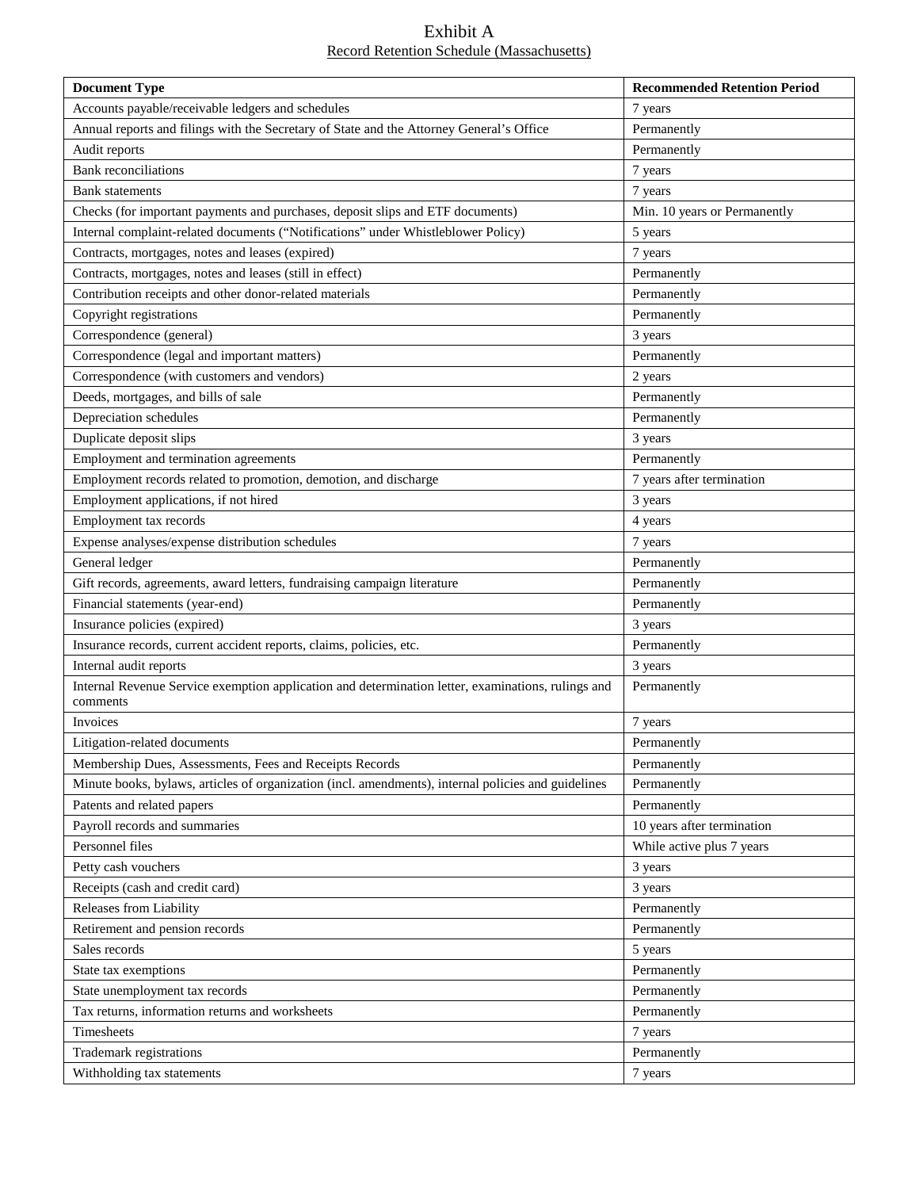# Exhibit A

Record Retention Schedule (Massachusetts)

| Document Type | Recommended Retention Period |
|---|---|
| Accounts payable/receivable ledgers and schedules | 7 years |
| Annual reports and filings with the Secretary of State and the Attorney General's Office | Permanently |
| Audit reports | Permanently |
| Bank reconciliations | 7 years |
| Bank statements | 7 years |
| Checks (for important payments and purchases, deposit slips and ETF documents) | Min. 10 years or Permanently |
| Internal complaint-related documents ("Notifications" under Whistleblower Policy) | 5 years |
| Contracts, mortgages, notes and leases (expired) | 7 years |
| Contracts, mortgages, notes and leases (still in effect) | Permanently |
| Contribution receipts and other donor-related materials | Permanently |
| Copyright registrations | Permanently |
| Correspondence (general) | 3 years |
| Correspondence (legal and important matters) | Permanently |
| Correspondence (with customers and vendors) | 2 years |
| Deeds, mortgages, and bills of sale | Permanently |
| Depreciation schedules | Permanently |
| Duplicate deposit slips | 3 years |
| Employment and termination agreements | Permanently |
| Employment records related to promotion, demotion, and discharge | 7 years after termination |
| Employment applications, if not hired | 3 years |
| Employment tax records | 4 years |
| Expense analyses/expense distribution schedules | 7 years |
| General ledger | Permanently |
| Gift records, agreements, award letters, fundraising campaign literature | Permanently |
| Financial statements (year-end) | Permanently |
| Insurance policies (expired) | 3 years |
| Insurance records, current accident reports, claims, policies, etc. | Permanently |
| Internal audit reports | 3 years |
| Internal Revenue Service exemption application and determination letter, examinations, rulings and comments | Permanently |
| Invoices | 7 years |
| Litigation-related documents | Permanently |
| Membership Dues, Assessments, Fees and Receipts Records | Permanently |
| Minute books, bylaws, articles of organization (incl. amendments), internal policies and guidelines | Permanently |
| Patents and related papers | Permanently |
| Payroll records and summaries | 10 years after termination |
| Personnel files | While active plus 7 years |
| Petty cash vouchers | 3 years |
| Receipts (cash and credit card) | 3 years |
| Releases from Liability | Permanently |
| Retirement and pension records | Permanently |
| Sales records | 5 years |
| State tax exemptions | Permanently |
| State unemployment tax records | Permanently |
| Tax returns, information returns and worksheets | Permanently |
| Timesheets | 7 years |
| Trademark registrations | Permanently |
| Withholding tax statements | 7 years |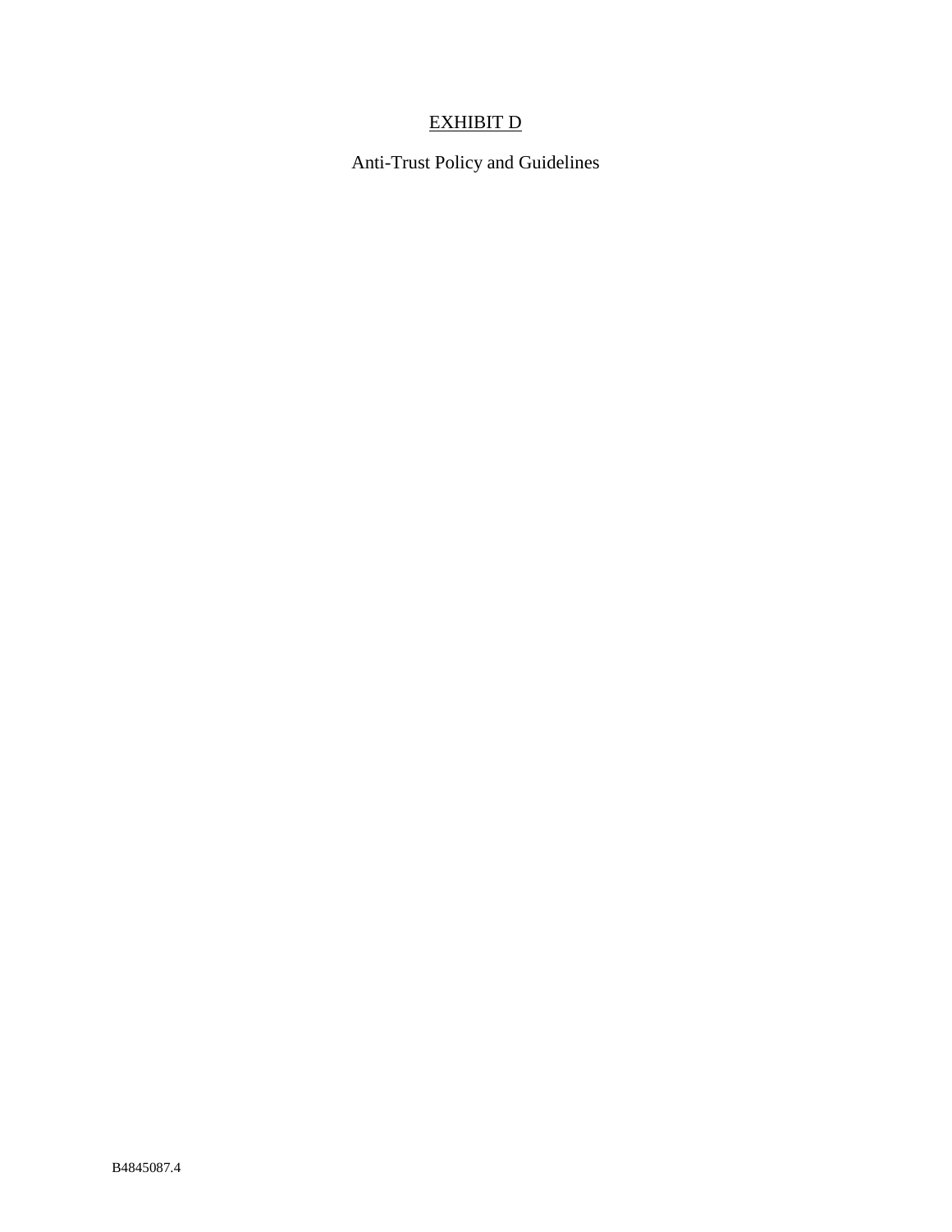# EXHIBIT D

Anti-Trust Policy and Guidelines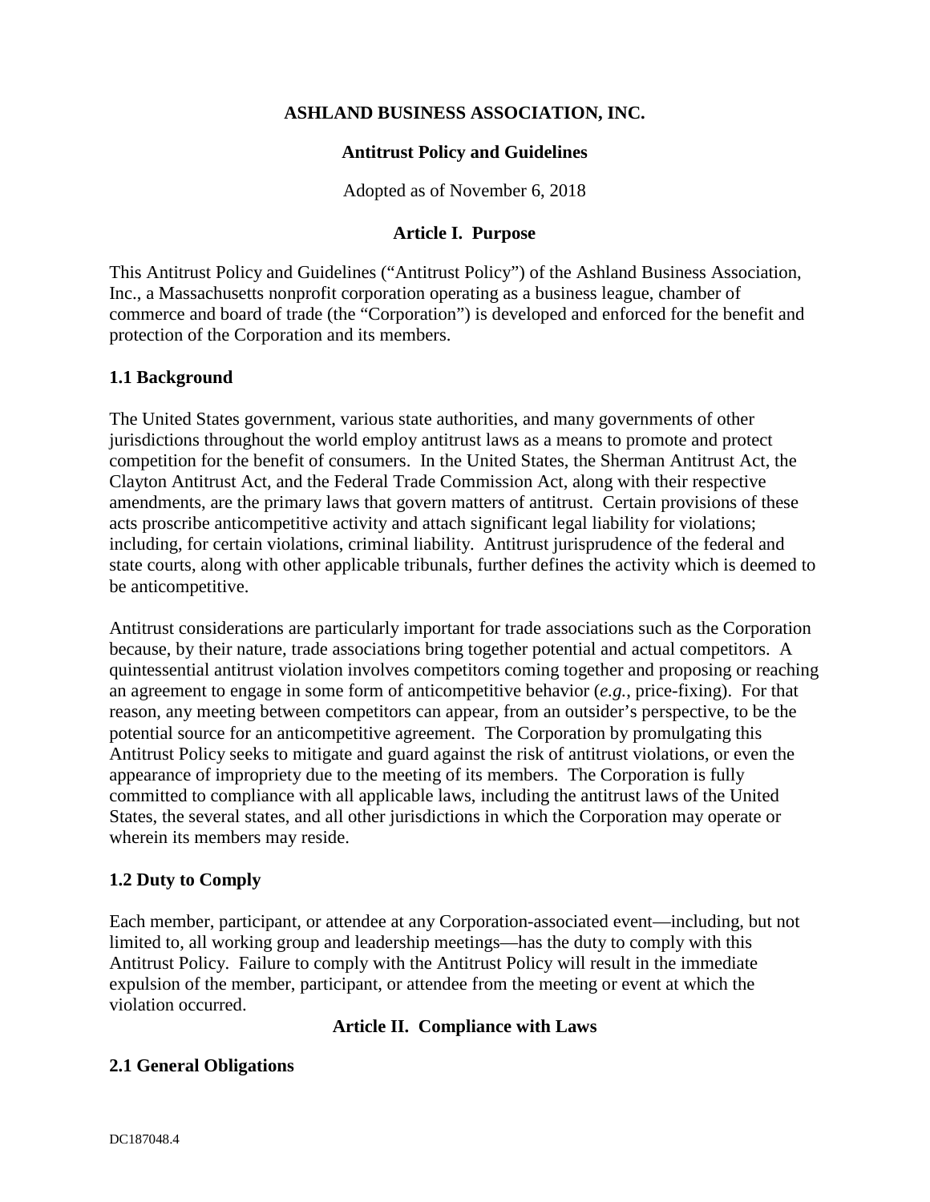**ASHLAND BUSINESS ASSOCIATION, INC.**

**Antitrust Policy and Guidelines**

Adopted as of November 6, 2018

## Article I. Purpose

This Antitrust Policy and Guidelines ("Antitrust Policy") of the Ashland Business Association, Inc., a Massachusetts nonprofit corporation operating as a business league, chamber of commerce and board of trade (the "Corporation") is developed and enforced for the benefit and protection of the Corporation and its members.

### 1.1 Background

The United States government, various state authorities, and many governments of other jurisdictions throughout the world employ antitrust laws as a means to promote and protect competition for the benefit of consumers. In the United States, the Sherman Antitrust Act, the Clayton Antitrust Act, and the Federal Trade Commission Act, along with their respective amendments, are the primary laws that govern matters of antitrust. Certain provisions of these acts proscribe anticompetitive activity and attach significant legal liability for violations; including, for certain violations, criminal liability. Antitrust jurisprudence of the federal and state courts, along with other applicable tribunals, further defines the activity which is deemed to be anticompetitive.

Antitrust considerations are particularly important for trade associations such as the Corporation because, by their nature, trade associations bring together potential and actual competitors. A quintessential antitrust violation involves competitors coming together and proposing or reaching an agreement to engage in some form of anticompetitive behavior (*e.g.*, price-fixing). For that reason, any meeting between competitors can appear, from an outsider's perspective, to be the potential source for an anticompetitive agreement. The Corporation by promulgating this Antitrust Policy seeks to mitigate and guard against the risk of antitrust violations, or even the appearance of impropriety due to the meeting of its members. The Corporation is fully committed to compliance with all applicable laws, including the antitrust laws of the United States, the several states, and all other jurisdictions in which the Corporation may operate or wherein its members may reside.

### 1.2 Duty to Comply

Each member, participant, or attendee at any Corporation-associated event—including, but not limited to, all working group and leadership meetings—has the duty to comply with this Antitrust Policy. Failure to comply with the Antitrust Policy will result in the immediate expulsion of the member, participant, or attendee from the meeting or event at which the violation occurred.

## Article II. Compliance with Laws

### 2.1 General Obligations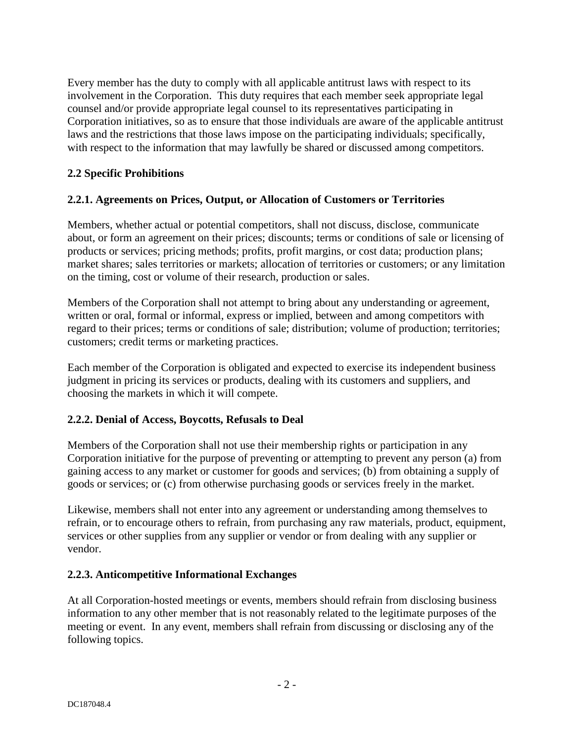Every member has the duty to comply with all applicable antitrust laws with respect to its involvement in the Corporation. This duty requires that each member seek appropriate legal counsel and/or provide appropriate legal counsel to its representatives participating in Corporation initiatives, so as to ensure that those individuals are aware of the applicable antitrust laws and the restrictions that those laws impose on the participating individuals; specifically, with respect to the information that may lawfully be shared or discussed among competitors.

### 2.2 Specific Prohibitions

#### 2.2.1. Agreements on Prices, Output, or Allocation of Customers or Territories

Members, whether actual or potential competitors, shall not discuss, disclose, communicate about, or form an agreement on their prices; discounts; terms or conditions of sale or licensing of products or services; pricing methods; profits, profit margins, or cost data; production plans; market shares; sales territories or markets; allocation of territories or customers; or any limitation on the timing, cost or volume of their research, production or sales.

Members of the Corporation shall not attempt to bring about any understanding or agreement, written or oral, formal or informal, express or implied, between and among competitors with regard to their prices; terms or conditions of sale; distribution; volume of production; territories; customers; credit terms or marketing practices.

Each member of the Corporation is obligated and expected to exercise its independent business judgment in pricing its services or products, dealing with its customers and suppliers, and choosing the markets in which it will compete.

#### 2.2.2. Denial of Access, Boycotts, Refusals to Deal

Members of the Corporation shall not use their membership rights or participation in any Corporation initiative for the purpose of preventing or attempting to prevent any person (a) from gaining access to any market or customer for goods and services; (b) from obtaining a supply of goods or services; or (c) from otherwise purchasing goods or services freely in the market.

Likewise, members shall not enter into any agreement or understanding among themselves to refrain, or to encourage others to refrain, from purchasing any raw materials, product, equipment, services or other supplies from any supplier or vendor or from dealing with any supplier or vendor.

#### 2.2.3. Anticompetitive Informational Exchanges

At all Corporation-hosted meetings or events, members should refrain from disclosing business information to any other member that is not reasonably related to the legitimate purposes of the meeting or event. In any event, members shall refrain from discussing or disclosing any of the following topics.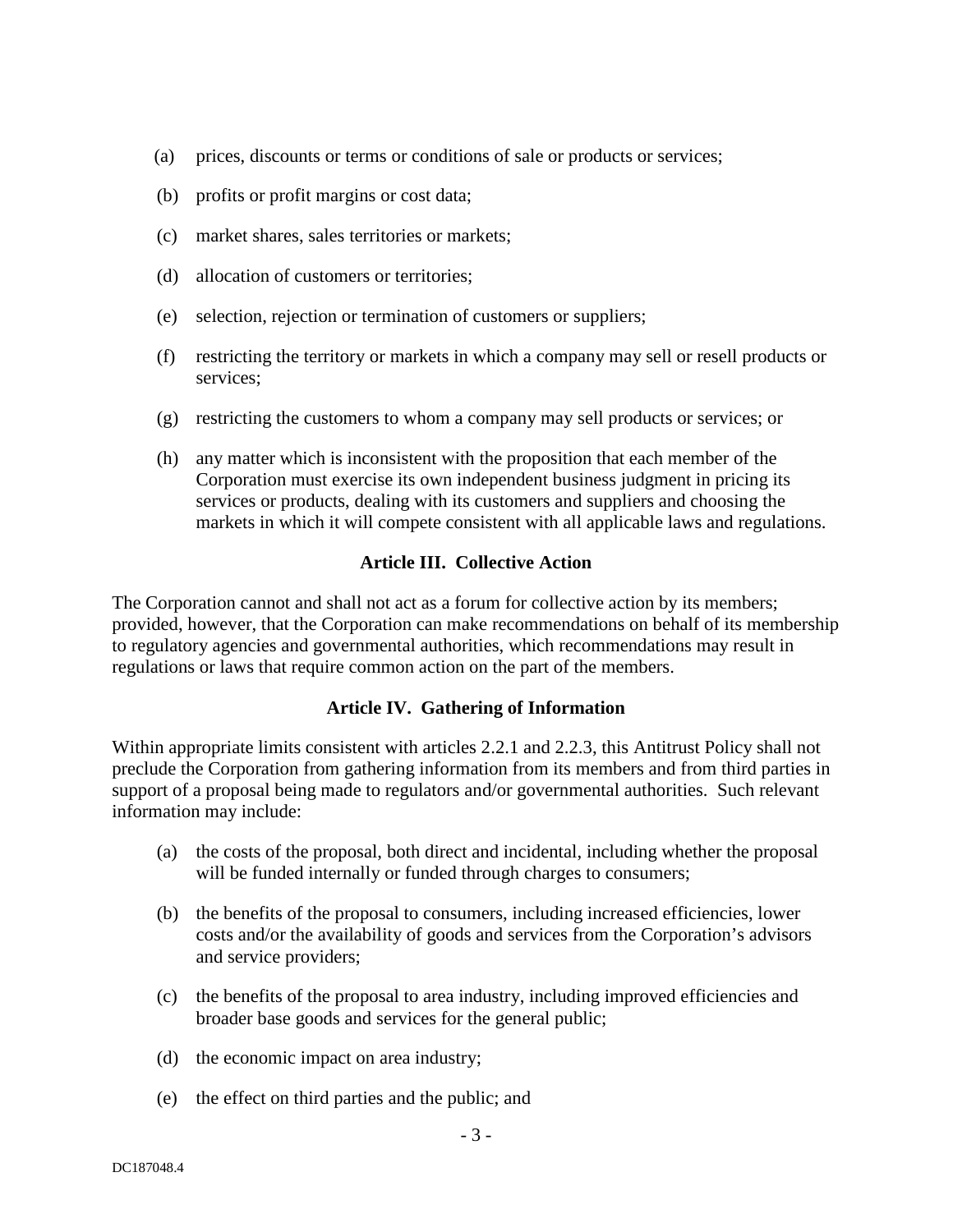(a) prices, discounts or terms or conditions of sale or products or services;

(b) profits or profit margins or cost data;

(c) market shares, sales territories or markets;

(d) allocation of customers or territories;

(e) selection, rejection or termination of customers or suppliers;

(f) restricting the territory or markets in which a company may sell or resell products or services;

(g) restricting the customers to whom a company may sell products or services; or

(h) any matter which is inconsistent with the proposition that each member of the Corporation must exercise its own independent business judgment in pricing its services or products, dealing with its customers and suppliers and choosing the markets in which it will compete consistent with all applicable laws and regulations.

### Article III. Collective Action

The Corporation cannot and shall not act as a forum for collective action by its members; provided, however, that the Corporation can make recommendations on behalf of its membership to regulatory agencies and governmental authorities, which recommendations may result in regulations or laws that require common action on the part of the members.

### Article IV. Gathering of Information

Within appropriate limits consistent with articles 2.2.1 and 2.2.3, this Antitrust Policy shall not preclude the Corporation from gathering information from its members and from third parties in support of a proposal being made to regulators and/or governmental authorities. Such relevant information may include:

(a) the costs of the proposal, both direct and incidental, including whether the proposal will be funded internally or funded through charges to consumers;

(b) the benefits of the proposal to consumers, including increased efficiencies, lower costs and/or the availability of goods and services from the Corporation's advisors and service providers;

(c) the benefits of the proposal to area industry, including improved efficiencies and broader base goods and services for the general public;

(d) the economic impact on area industry;

(e) the effect on third parties and the public; and

DC187048.4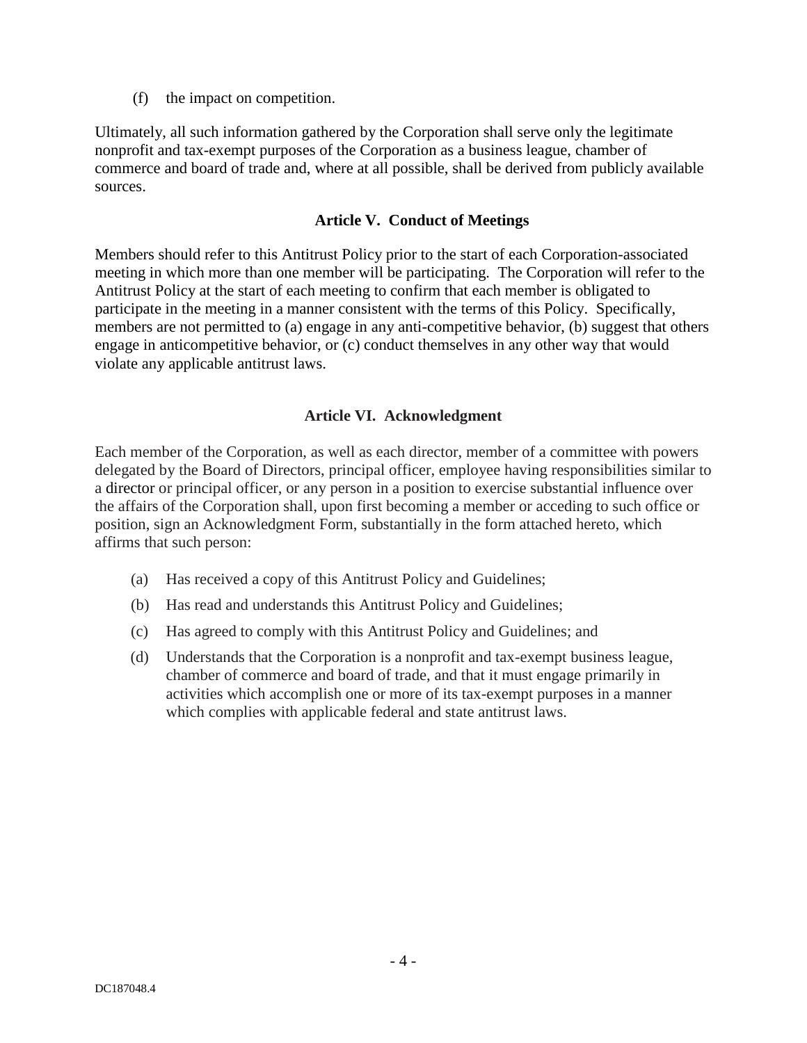(f) the impact on competition.

Ultimately, all such information gathered by the Corporation shall serve only the legitimate nonprofit and tax-exempt purposes of the Corporation as a business league, chamber of commerce and board of trade and, where at all possible, shall be derived from publicly available sources.

### Article V. Conduct of Meetings

Members should refer to this Antitrust Policy prior to the start of each Corporation-associated meeting in which more than one member will be participating. The Corporation will refer to the Antitrust Policy at the start of each meeting to confirm that each member is obligated to participate in the meeting in a manner consistent with the terms of this Policy. Specifically, members are not permitted to (a) engage in any anti-competitive behavior, (b) suggest that others engage in anticompetitive behavior, or (c) conduct themselves in any other way that would violate any applicable antitrust laws.

### Article VI. Acknowledgment

Each member of the Corporation, as well as each director, member of a committee with powers delegated by the Board of Directors, principal officer, employee having responsibilities similar to a director or principal officer, or any person in a position to exercise substantial influence over the affairs of the Corporation shall, upon first becoming a member or acceding to such office or position, sign an Acknowledgment Form, substantially in the form attached hereto, which affirms that such person:

(a) Has received a copy of this Antitrust Policy and Guidelines;

(b) Has read and understands this Antitrust Policy and Guidelines;

(c) Has agreed to comply with this Antitrust Policy and Guidelines; and

(d) Understands that the Corporation is a nonprofit and tax-exempt business league, chamber of commerce and board of trade, and that it must engage primarily in activities which accomplish one or more of its tax-exempt purposes in a manner which complies with applicable federal and state antitrust laws.

DC187048.4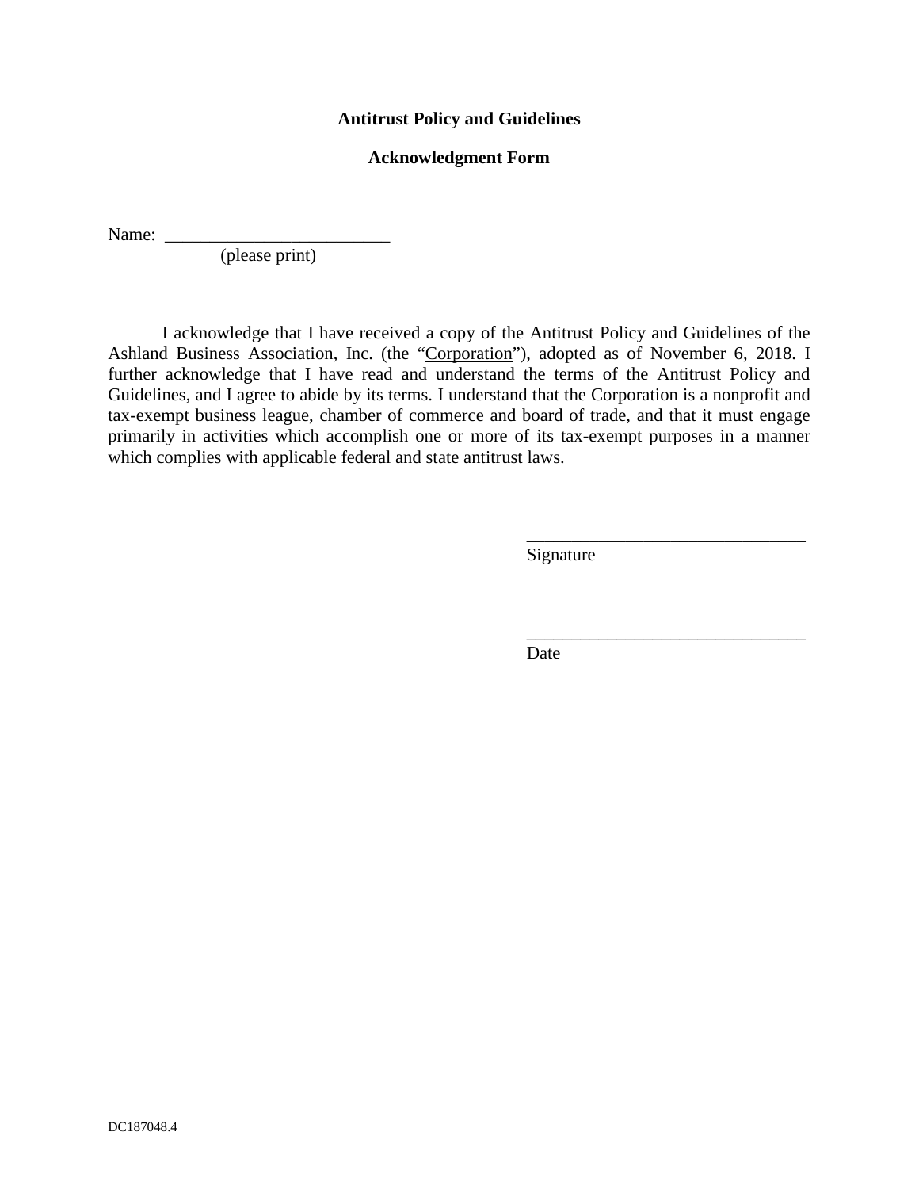**Antitrust Policy and Guidelines**

**Acknowledgment Form**

Name: _________________________
(please print)

I acknowledge that I have received a copy of the Antitrust Policy and Guidelines of the Ashland Business Association, Inc. (the "Corporation"), adopted as of November 6, 2018. I further acknowledge that I have read and understand the terms of the Antitrust Policy and Guidelines, and I agree to abide by its terms. I understand that the Corporation is a nonprofit and tax-exempt business league, chamber of commerce and board of trade, and that it must engage primarily in activities which accomplish one or more of its tax-exempt purposes in a manner which complies with applicable federal and state antitrust laws.

_______________________________
Signature

_______________________________
Date

DC187048.4